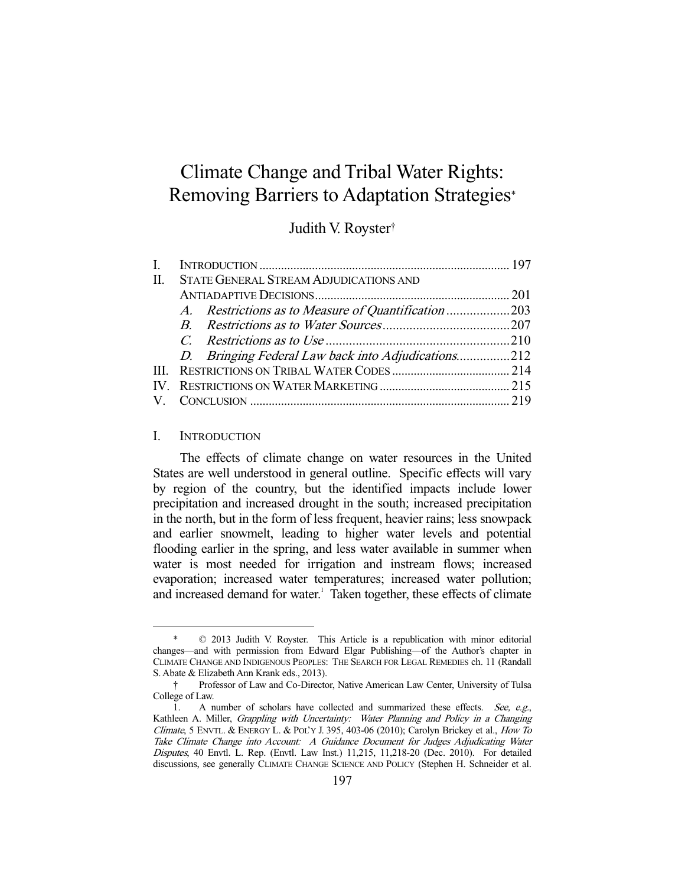# Climate Change and Tribal Water Rights: Removing Barriers to Adaptation Strategies[*]

Judith V. Royster[†]

| | | |
|---|---|---|
| I. | INTRODUCTION | 197 |
| II. | STATE GENERAL STREAM ADJUDICATIONS AND ANTIADAPTIVE DECISIONS | 201 |
| | *A. Restrictions as to Measure of Quantification* | 203 |
| | *B. Restrictions as to Water Sources* | 207 |
| | *C. Restrictions as to Use* | 210 |
| | *D. Bringing Federal Law back into Adjudications* | 212 |
| III. | RESTRICTIONS ON TRIBAL WATER CODES | 214 |
| IV. | RESTRICTIONS ON WATER MARKETING | 215 |
| V. | CONCLUSION | 219 |

## I. INTRODUCTION

The effects of climate change on water resources in the United States are well understood in general outline. Specific effects will vary by region of the country, but the identified impacts include lower precipitation and increased drought in the south; increased precipitation in the north, but in the form of less frequent, heavier rains; less snowpack and earlier snowmelt, leading to higher water levels and potential flooding earlier in the spring, and less water available in summer when water is most needed for irrigation and instream flows; increased evaporation; increased water temperatures; increased water pollution; and increased demand for water.[1] Taken together, these effects of climate

---

\* © 2013 Judith V. Royster. This Article is a republication with minor editorial changes—and with permission from Edward Elgar Publishing—of the Author's chapter in CLIMATE CHANGE AND INDIGENOUS PEOPLES: THE SEARCH FOR LEGAL REMEDIES ch. 11 (Randall S. Abate & Elizabeth Ann Krank eds., 2013).

† Professor of Law and Co-Director, Native American Law Center, University of Tulsa College of Law.

1. A number of scholars have collected and summarized these effects. *See, e.g.*, Kathleen A. Miller, *Grappling with Uncertainty: Water Planning and Policy in a Changing Climate*, 5 ENVTL. & ENERGY L. & POL'Y J. 395, 403-06 (2010); Carolyn Brickey et al., *How To Take Climate Change into Account: A Guidance Document for Judges Adjudicating Water Disputes*, 40 Envtl. L. Rep. (Envtl. Law Inst.) 11,215, 11,218-20 (Dec. 2010). For detailed discussions, see generally CLIMATE CHANGE SCIENCE AND POLICY (Stephen H. Schneider et al.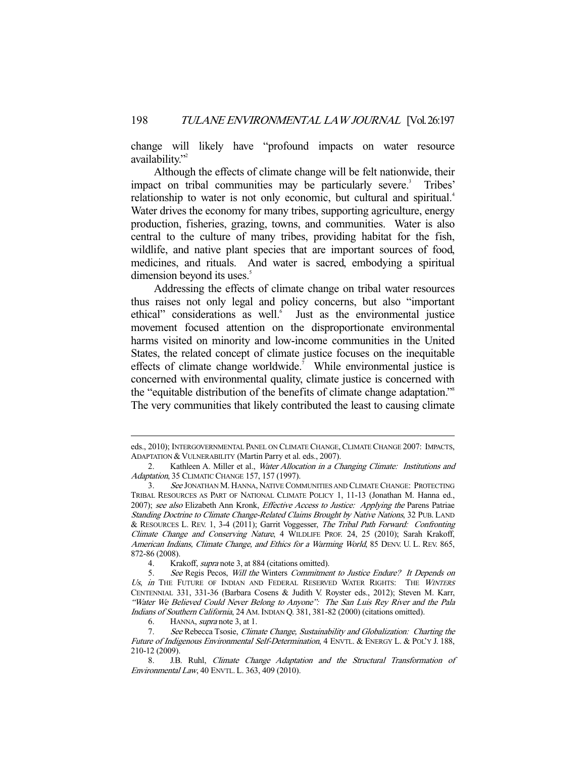change will likely have "profound impacts on water resource availability."[2]

Although the effects of climate change will be felt nationwide, their impact on tribal communities may be particularly severe.[3] Tribes' relationship to water is not only economic, but cultural and spiritual.[4] Water drives the economy for many tribes, supporting agriculture, energy production, fisheries, grazing, towns, and communities. Water is also central to the culture of many tribes, providing habitat for the fish, wildlife, and native plant species that are important sources of food, medicines, and rituals. And water is sacred, embodying a spiritual dimension beyond its uses.[5]

Addressing the effects of climate change on tribal water resources thus raises not only legal and policy concerns, but also "important ethical" considerations as well.[6] Just as the environmental justice movement focused attention on the disproportionate environmental harms visited on minority and low-income communities in the United States, the related concept of climate justice focuses on the inequitable effects of climate change worldwide.[7] While environmental justice is concerned with environmental quality, climate justice is concerned with the "equitable distribution of the benefits of climate change adaptation."[8] The very communities that likely contributed the least to causing climate

---

eds., 2010); INTERGOVERNMENTAL PANEL ON CLIMATE CHANGE, CLIMATE CHANGE 2007: IMPACTS, ADAPTATION & VULNERABILITY (Martin Parry et al. eds., 2007).

2. Kathleen A. Miller et al., *Water Allocation in a Changing Climate: Institutions and Adaptation*, 35 CLIMATIC CHANGE 157, 157 (1997).

3. *See* JONATHAN M. HANNA, NATIVE COMMUNITIES AND CLIMATE CHANGE: PROTECTING TRIBAL RESOURCES AS PART OF NATIONAL CLIMATE POLICY 1, 11-13 (Jonathan M. Hanna ed., 2007); *see also* Elizabeth Ann Kronk, *Effective Access to Justice: Applying the* Parens Patriae *Standing Doctrine to Climate Change-Related Claims Brought by Native Nations*, 32 PUB. LAND & RESOURCES L. REV. 1, 3-4 (2011); Garrit Voggesser, *The Tribal Path Forward: Confronting Climate Change and Conserving Nature*, 4 WILDLIFE PROF. 24, 25 (2010); Sarah Krakoff, *American Indians, Climate Change, and Ethics for a Warming World*, 85 DENV. U. L. REV. 865, 872-86 (2008).

4. Krakoff, *supra* note 3, at 884 (citations omitted).

5. *See* Regis Pecos, *Will the* Winters *Commitment to Justice Endure? It Depends on Us*, *in* THE FUTURE OF INDIAN AND FEDERAL RESERVED WATER RIGHTS: THE *WINTERS* CENTENNIAL 331, 331-36 (Barbara Cosens & Judith V. Royster eds., 2012); Steven M. Karr, *"Water We Believed Could Never Belong to Anyone": The San Luis Rey River and the Pala Indians of Southern California*, 24 AM. INDIAN Q. 381, 381-82 (2000) (citations omitted).

6. HANNA, *supra* note 3, at 1.

7. *See* Rebecca Tsosie, *Climate Change, Sustainability and Globalization: Charting the Future of Indigenous Environmental Self-Determination*, 4 ENVTL. & ENERGY L. & POL'Y J. 188, 210-12 (2009).

8. J.B. Ruhl, *Climate Change Adaptation and the Structural Transformation of Environmental Law*, 40 ENVTL. L. 363, 409 (2010).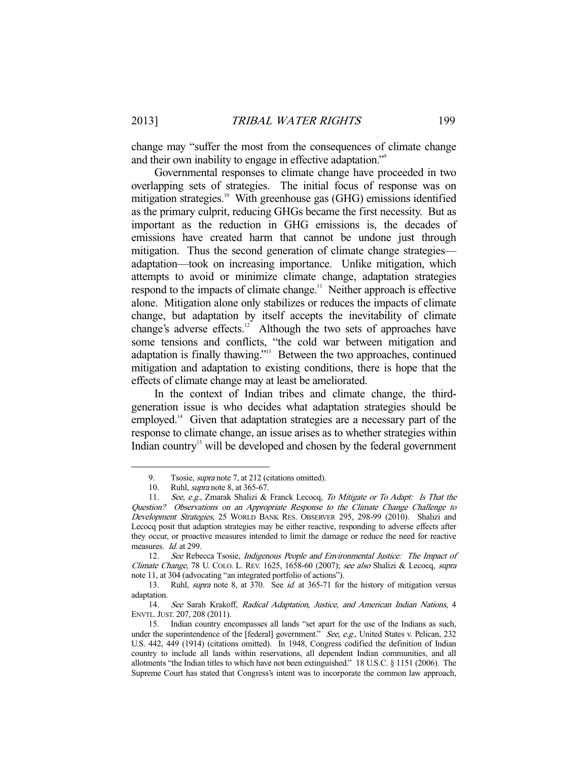change may "suffer the most from the consequences of climate change and their own inability to engage in effective adaptation."[9]

Governmental responses to climate change have proceeded in two overlapping sets of strategies. The initial focus of response was on mitigation strategies.[10] With greenhouse gas (GHG) emissions identified as the primary culprit, reducing GHGs became the first necessity. But as important as the reduction in GHG emissions is, the decades of emissions have created harm that cannot be undone just through mitigation. Thus the second generation of climate change strategies—adaptation—took on increasing importance. Unlike mitigation, which attempts to avoid or minimize climate change, adaptation strategies respond to the impacts of climate change.[11] Neither approach is effective alone. Mitigation alone only stabilizes or reduces the impacts of climate change, but adaptation by itself accepts the inevitability of climate change's adverse effects.[12] Although the two sets of approaches have some tensions and conflicts, "the cold war between mitigation and adaptation is finally thawing."[13] Between the two approaches, continued mitigation and adaptation to existing conditions, there is hope that the effects of climate change may at least be ameliorated.

In the context of Indian tribes and climate change, the third-generation issue is who decides what adaptation strategies should be employed.[14] Given that adaptation strategies are a necessary part of the response to climate change, an issue arises as to whether strategies within Indian country[15] will be developed and chosen by the federal government

---

9. Tsosie, *supra* note 7, at 212 (citations omitted).

10. Ruhl, *supra* note 8, at 365-67.

11. *See, e.g.*, Zmarak Shalizi & Franck Lecocq, *To Mitigate or To Adapt: Is That the Question? Observations on an Appropriate Response to the Climate Change Challenge to Development Strategies*, 25 WORLD BANK RES. OBSERVER 295, 298-99 (2010). Shalizi and Lecocq posit that adaption strategies may be either reactive, responding to adverse effects after they occur, or proactive measures intended to limit the damage or reduce the need for reactive measures. *Id.* at 299.

12. *See* Rebecca Tsosie, *Indigenous People and Environmental Justice: The Impact of Climate Change*, 78 U. COLO. L. REV. 1625, 1658-60 (2007); *see also* Shalizi & Lecocq, *supra* note 11, at 304 (advocating "an integrated portfolio of actions").

13. Ruhl, *supra* note 8, at 370. See *id.* at 365-71 for the history of mitigation versus adaptation.

14. *See* Sarah Krakoff, *Radical Adaptation, Justice, and American Indian Nations*, 4 ENVTL. JUST. 207, 208 (2011).

15. Indian country encompasses all lands "set apart for the use of the Indians as such, under the superintendence of the [federal] government." *See, e.g.*, United States v. Pelican, 232 U.S. 442, 449 (1914) (citations omitted). In 1948, Congress codified the definition of Indian country to include all lands within reservations, all dependent Indian communities, and all allotments "the Indian titles to which have not been extinguished." 18 U.S.C. § 1151 (2006). The Supreme Court has stated that Congress's intent was to incorporate the common law approach,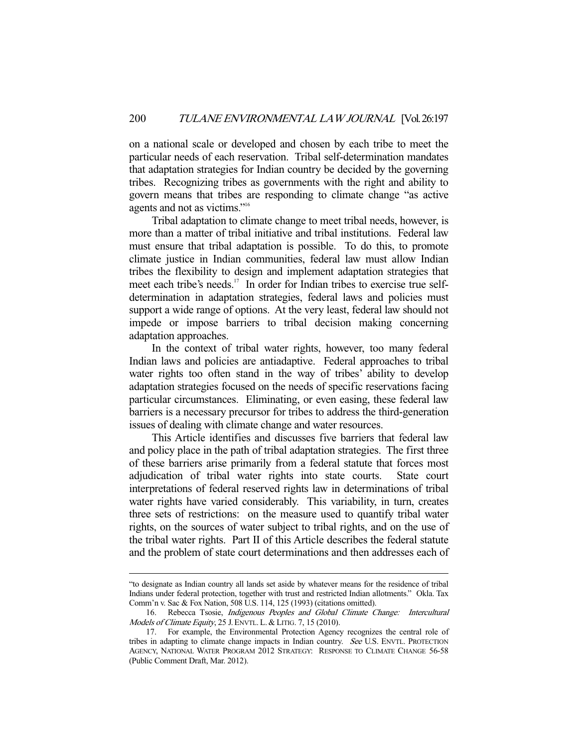on a national scale or developed and chosen by each tribe to meet the particular needs of each reservation. Tribal self-determination mandates that adaptation strategies for Indian country be decided by the governing tribes. Recognizing tribes as governments with the right and ability to govern means that tribes are responding to climate change "as active agents and not as victims."[16]

Tribal adaptation to climate change to meet tribal needs, however, is more than a matter of tribal initiative and tribal institutions. Federal law must ensure that tribal adaptation is possible. To do this, to promote climate justice in Indian communities, federal law must allow Indian tribes the flexibility to design and implement adaptation strategies that meet each tribe's needs.[17] In order for Indian tribes to exercise true self-determination in adaptation strategies, federal laws and policies must support a wide range of options. At the very least, federal law should not impede or impose barriers to tribal decision making concerning adaptation approaches.

In the context of tribal water rights, however, too many federal Indian laws and policies are antiadaptive. Federal approaches to tribal water rights too often stand in the way of tribes' ability to develop adaptation strategies focused on the needs of specific reservations facing particular circumstances. Eliminating, or even easing, these federal law barriers is a necessary precursor for tribes to address the third-generation issues of dealing with climate change and water resources.

This Article identifies and discusses five barriers that federal law and policy place in the path of tribal adaptation strategies. The first three of these barriers arise primarily from a federal statute that forces most adjudication of tribal water rights into state courts. State court interpretations of federal reserved rights law in determinations of tribal water rights have varied considerably. This variability, in turn, creates three sets of restrictions: on the measure used to quantify tribal water rights, on the sources of water subject to tribal rights, and on the use of the tribal water rights. Part II of this Article describes the federal statute and the problem of state court determinations and then addresses each of

---

"to designate as Indian country all lands set aside by whatever means for the residence of tribal Indians under federal protection, together with trust and restricted Indian allotments." Okla. Tax Comm'n v. Sac & Fox Nation, 508 U.S. 114, 125 (1993) (citations omitted).

16. Rebecca Tsosie, *Indigenous Peoples and Global Climate Change: Intercultural Models of Climate Equity*, 25 J. ENVTL. L. & LITIG. 7, 15 (2010).

17. For example, the Environmental Protection Agency recognizes the central role of tribes in adapting to climate change impacts in Indian country. *See* U.S. ENVTL. PROTECTION AGENCY, NATIONAL WATER PROGRAM 2012 STRATEGY: RESPONSE TO CLIMATE CHANGE 56-58 (Public Comment Draft, Mar. 2012).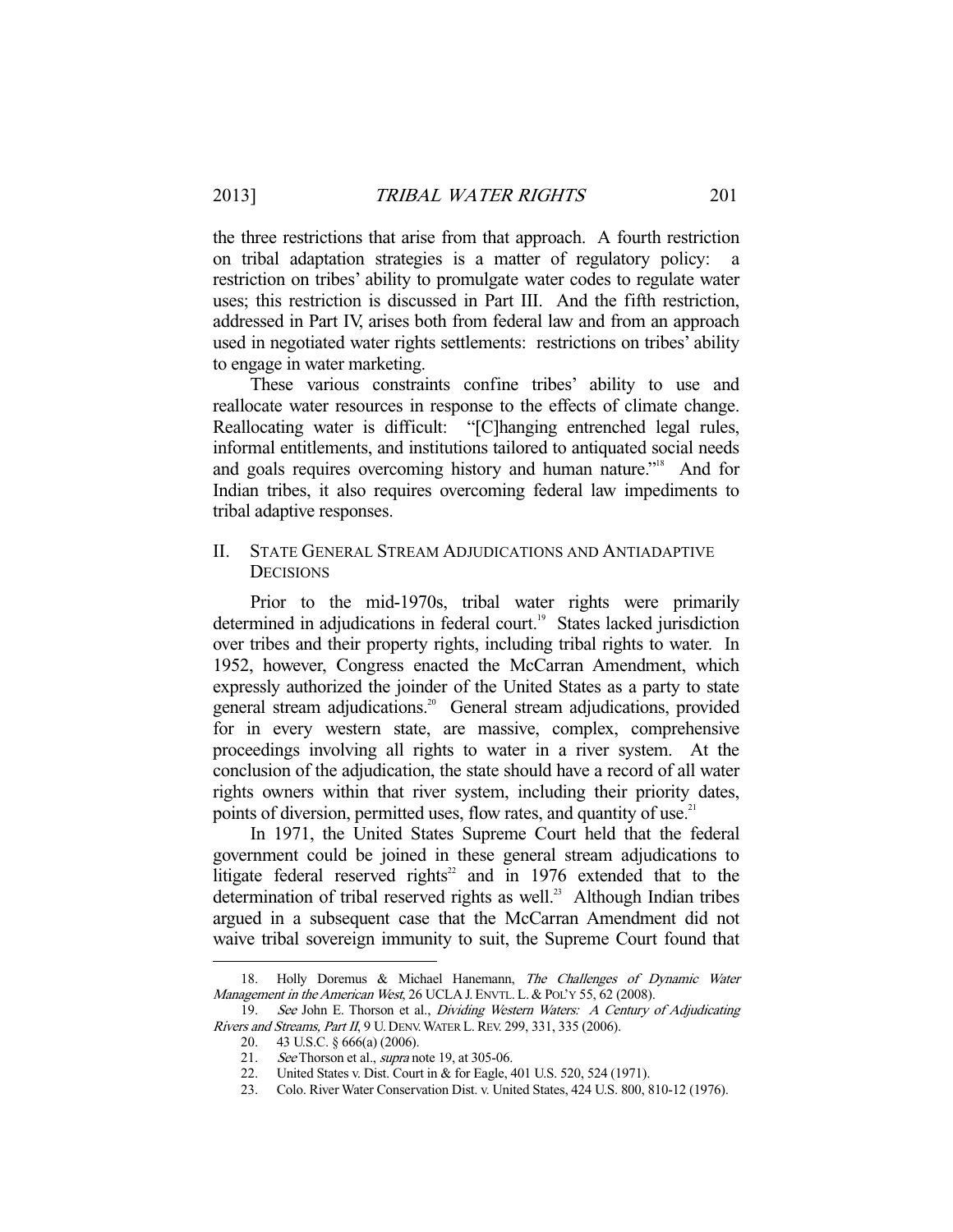the three restrictions that arise from that approach. A fourth restriction on tribal adaptation strategies is a matter of regulatory policy: a restriction on tribes' ability to promulgate water codes to regulate water uses; this restriction is discussed in Part III. And the fifth restriction, addressed in Part IV, arises both from federal law and from an approach used in negotiated water rights settlements: restrictions on tribes' ability to engage in water marketing.

These various constraints confine tribes' ability to use and reallocate water resources in response to the effects of climate change. Reallocating water is difficult: "[C]hanging entrenched legal rules, informal entitlements, and institutions tailored to antiquated social needs and goals requires overcoming history and human nature."[18] And for Indian tribes, it also requires overcoming federal law impediments to tribal adaptive responses.

## II. State General Stream Adjudications and Antiadaptive Decisions

Prior to the mid-1970s, tribal water rights were primarily determined in adjudications in federal court.[19] States lacked jurisdiction over tribes and their property rights, including tribal rights to water. In 1952, however, Congress enacted the McCarran Amendment, which expressly authorized the joinder of the United States as a party to state general stream adjudications.[20] General stream adjudications, provided for in every western state, are massive, complex, comprehensive proceedings involving all rights to water in a river system. At the conclusion of the adjudication, the state should have a record of all water rights owners within that river system, including their priority dates, points of diversion, permitted uses, flow rates, and quantity of use.[21]

In 1971, the United States Supreme Court held that the federal government could be joined in these general stream adjudications to litigate federal reserved rights[22] and in 1976 extended that to the determination of tribal reserved rights as well.[23] Although Indian tribes argued in a subsequent case that the McCarran Amendment did not waive tribal sovereign immunity to suit, the Supreme Court found that

---

18. Holly Doremus & Michael Hanemann, *The Challenges of Dynamic Water Management in the American West*, 26 UCLA J. ENVTL. L. & POL'Y 55, 62 (2008).

19. *See* John E. Thorson et al., *Dividing Western Waters: A Century of Adjudicating Rivers and Streams, Part II*, 9 U. DENV. WATER L. REV. 299, 331, 335 (2006).

20. 43 U.S.C. § 666(a) (2006).

21. *See* Thorson et al., *supra* note 19, at 305-06.

22. United States v. Dist. Court in & for Eagle, 401 U.S. 520, 524 (1971).

23. Colo. River Water Conservation Dist. v. United States, 424 U.S. 800, 810-12 (1976).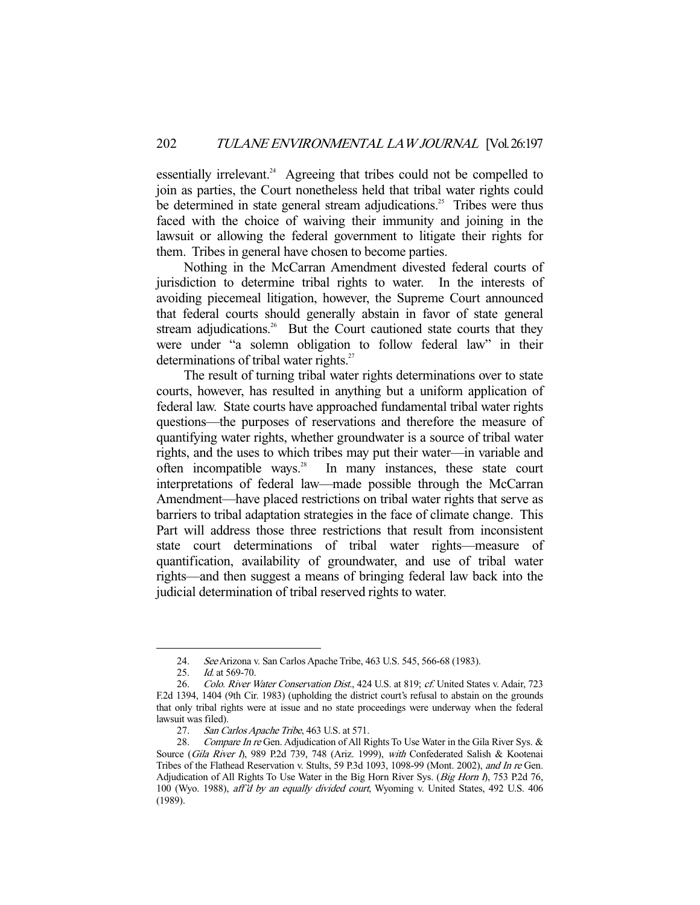essentially irrelevant.[24] Agreeing that tribes could not be compelled to join as parties, the Court nonetheless held that tribal water rights could be determined in state general stream adjudications.[25] Tribes were thus faced with the choice of waiving their immunity and joining in the lawsuit or allowing the federal government to litigate their rights for them. Tribes in general have chosen to become parties.

Nothing in the McCarran Amendment divested federal courts of jurisdiction to determine tribal rights to water. In the interests of avoiding piecemeal litigation, however, the Supreme Court announced that federal courts should generally abstain in favor of state general stream adjudications.[26] But the Court cautioned state courts that they were under "a solemn obligation to follow federal law" in their determinations of tribal water rights.[27]

The result of turning tribal water rights determinations over to state courts, however, has resulted in anything but a uniform application of federal law. State courts have approached fundamental tribal water rights questions—the purposes of reservations and therefore the measure of quantifying water rights, whether groundwater is a source of tribal water rights, and the uses to which tribes may put their water—in variable and often incompatible ways.[28] In many instances, these state court interpretations of federal law—made possible through the McCarran Amendment—have placed restrictions on tribal water rights that serve as barriers to tribal adaptation strategies in the face of climate change. This Part will address those three restrictions that result from inconsistent state court determinations of tribal water rights—measure of quantification, availability of groundwater, and use of tribal water rights—and then suggest a means of bringing federal law back into the judicial determination of tribal reserved rights to water.

---

24. *See* Arizona v. San Carlos Apache Tribe, 463 U.S. 545, 566-68 (1983).

25. *Id.* at 569-70.

26. *Colo. River Water Conservation Dist.*, 424 U.S. at 819; *cf.* United States v. Adair, 723 F.2d 1394, 1404 (9th Cir. 1983) (upholding the district court's refusal to abstain on the grounds that only tribal rights were at issue and no state proceedings were underway when the federal lawsuit was filed).

27. *San Carlos Apache Tribe*, 463 U.S. at 571.

28. *Compare In re* Gen. Adjudication of All Rights To Use Water in the Gila River Sys. & Source (*Gila River I*), 989 P.2d 739, 748 (Ariz. 1999), *with* Confederated Salish & Kootenai Tribes of the Flathead Reservation v. Stults, 59 P.3d 1093, 1098-99 (Mont. 2002), *and In re* Gen. Adjudication of All Rights To Use Water in the Big Horn River Sys. (*Big Horn I*), 753 P.2d 76, 100 (Wyo. 1988), *aff'd by an equally divided court*, Wyoming v. United States, 492 U.S. 406 (1989).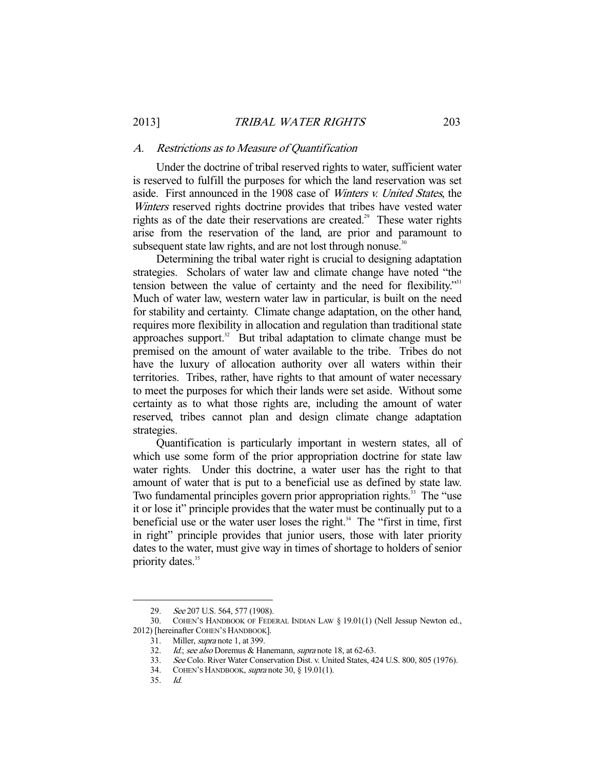### A. *Restrictions as to Measure of Quantification*

Under the doctrine of tribal reserved rights to water, sufficient water is reserved to fulfill the purposes for which the land reservation was set aside. First announced in the 1908 case of *Winters v. United States*, the *Winters* reserved rights doctrine provides that tribes have vested water rights as of the date their reservations are created.[29] These water rights arise from the reservation of the land, are prior and paramount to subsequent state law rights, and are not lost through nonuse.[30]

Determining the tribal water right is crucial to designing adaptation strategies. Scholars of water law and climate change have noted "the tension between the value of certainty and the need for flexibility."[31] Much of water law, western water law in particular, is built on the need for stability and certainty. Climate change adaptation, on the other hand, requires more flexibility in allocation and regulation than traditional state approaches support.[32] But tribal adaptation to climate change must be premised on the amount of water available to the tribe. Tribes do not have the luxury of allocation authority over all waters within their territories. Tribes, rather, have rights to that amount of water necessary to meet the purposes for which their lands were set aside. Without some certainty as to what those rights are, including the amount of water reserved, tribes cannot plan and design climate change adaptation strategies.

Quantification is particularly important in western states, all of which use some form of the prior appropriation doctrine for state law water rights. Under this doctrine, a water user has the right to that amount of water that is put to a beneficial use as defined by state law. Two fundamental principles govern prior appropriation rights.[33] The "use it or lose it" principle provides that the water must be continually put to a beneficial use or the water user loses the right.[34] The "first in time, first in right" principle provides that junior users, those with later priority dates to the water, must give way in times of shortage to holders of senior priority dates.[35]

---

29. *See* 207 U.S. 564, 577 (1908).

30. COHEN'S HANDBOOK OF FEDERAL INDIAN LAW § 19.01(1) (Nell Jessup Newton ed., 2012) [hereinafter COHEN'S HANDBOOK].

31. Miller, *supra* note 1, at 399.

32. *Id.*; *see also* Doremus & Hanemann, *supra* note 18, at 62-63.

33. *See* Colo. River Water Conservation Dist. v. United States, 424 U.S. 800, 805 (1976).

34. COHEN'S HANDBOOK, *supra* note 30, § 19.01(1).

35. *Id.*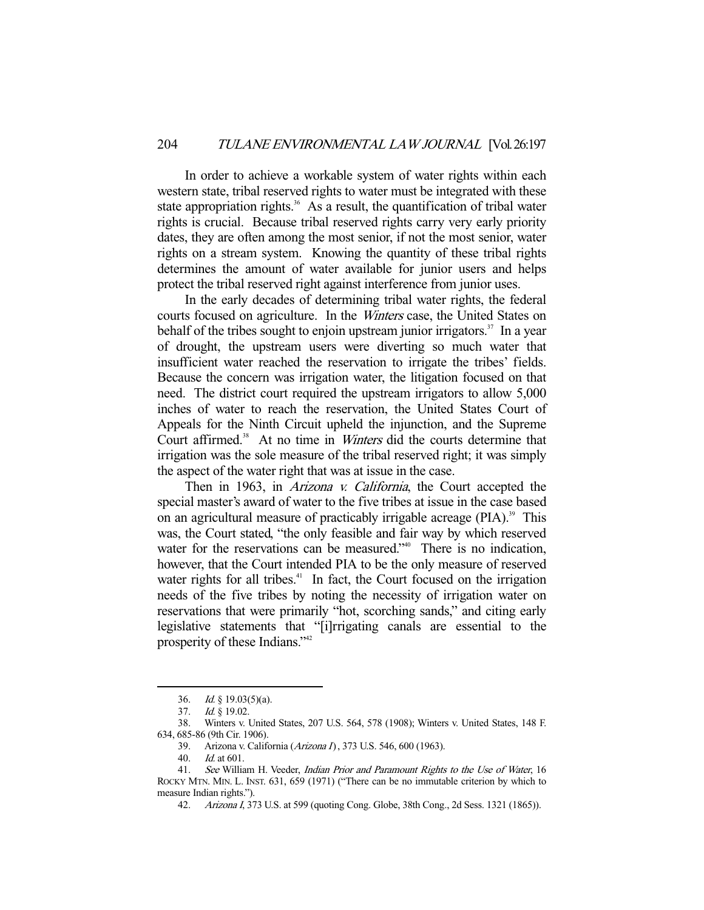In order to achieve a workable system of water rights within each western state, tribal reserved rights to water must be integrated with these state appropriation rights.[36] As a result, the quantification of tribal water rights is crucial. Because tribal reserved rights carry very early priority dates, they are often among the most senior, if not the most senior, water rights on a stream system. Knowing the quantity of these tribal rights determines the amount of water available for junior users and helps protect the tribal reserved right against interference from junior uses.

In the early decades of determining tribal water rights, the federal courts focused on agriculture. In the *Winters* case, the United States on behalf of the tribes sought to enjoin upstream junior irrigators.[37] In a year of drought, the upstream users were diverting so much water that insufficient water reached the reservation to irrigate the tribes' fields. Because the concern was irrigation water, the litigation focused on that need. The district court required the upstream irrigators to allow 5,000 inches of water to reach the reservation, the United States Court of Appeals for the Ninth Circuit upheld the injunction, and the Supreme Court affirmed.[38] At no time in *Winters* did the courts determine that irrigation was the sole measure of the tribal reserved right; it was simply the aspect of the water right that was at issue in the case.

Then in 1963, in *Arizona v. California*, the Court accepted the special master's award of water to the five tribes at issue in the case based on an agricultural measure of practicably irrigable acreage (PIA).[39] This was, the Court stated, "the only feasible and fair way by which reserved water for the reservations can be measured."[40] There is no indication, however, that the Court intended PIA to be the only measure of reserved water rights for all tribes.[41] In fact, the Court focused on the irrigation needs of the five tribes by noting the necessity of irrigation water on reservations that were primarily "hot, scorching sands," and citing early legislative statements that "[i]rrigating canals are essential to the prosperity of these Indians."[42]

---

36. *Id.* § 19.03(5)(a).

37. *Id.* § 19.02.

38. Winters v. United States, 207 U.S. 564, 578 (1908); Winters v. United States, 148 F. 634, 685-86 (9th Cir. 1906).

39. Arizona v. California (*Arizona I*) , 373 U.S. 546, 600 (1963).

40. *Id.* at 601.

41. *See* William H. Veeder, *Indian Prior and Paramount Rights to the Use of Water*, 16 ROCKY MTN. MIN. L. INST. 631, 659 (1971) ("There can be no immutable criterion by which to measure Indian rights.").

42. *Arizona I*, 373 U.S. at 599 (quoting Cong. Globe, 38th Cong., 2d Sess. 1321 (1865)).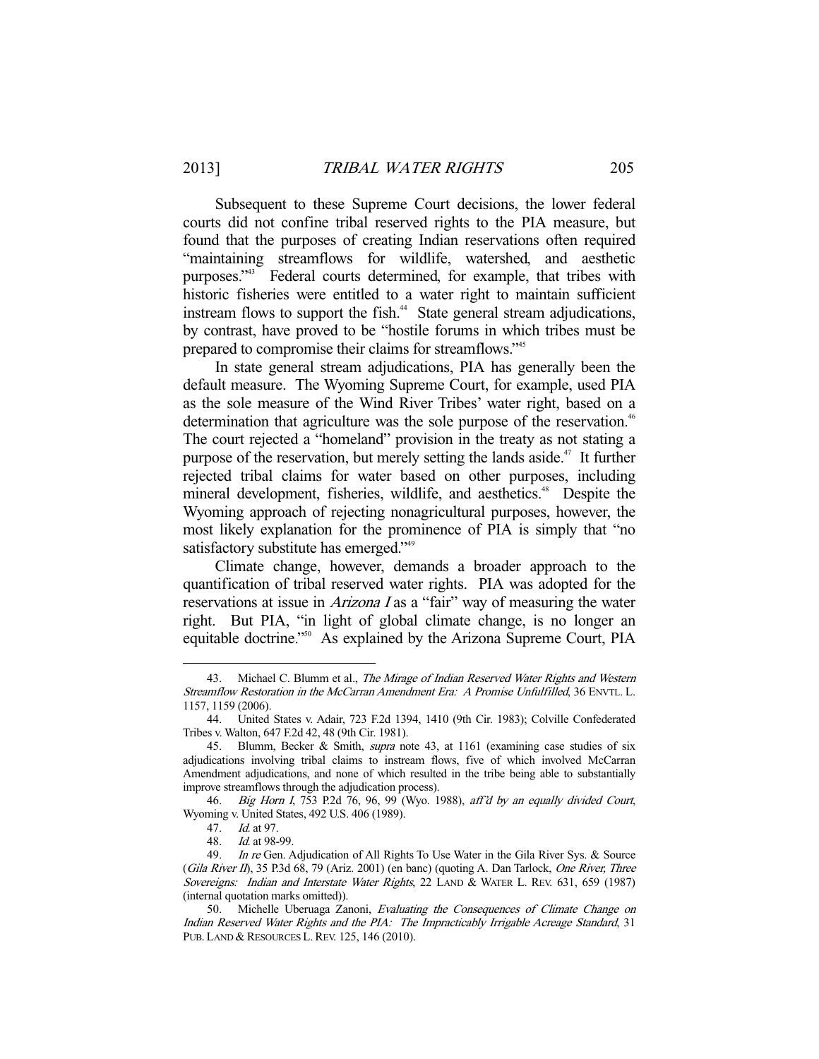Subsequent to these Supreme Court decisions, the lower federal courts did not confine tribal reserved rights to the PIA measure, but found that the purposes of creating Indian reservations often required "maintaining streamflows for wildlife, watershed, and aesthetic purposes."[43] Federal courts determined, for example, that tribes with historic fisheries were entitled to a water right to maintain sufficient instream flows to support the fish.[44] State general stream adjudications, by contrast, have proved to be "hostile forums in which tribes must be prepared to compromise their claims for streamflows."[45]

In state general stream adjudications, PIA has generally been the default measure. The Wyoming Supreme Court, for example, used PIA as the sole measure of the Wind River Tribes' water right, based on a determination that agriculture was the sole purpose of the reservation.[46] The court rejected a "homeland" provision in the treaty as not stating a purpose of the reservation, but merely setting the lands aside.[47] It further rejected tribal claims for water based on other purposes, including mineral development, fisheries, wildlife, and aesthetics.[48] Despite the Wyoming approach of rejecting nonagricultural purposes, however, the most likely explanation for the prominence of PIA is simply that "no satisfactory substitute has emerged."[49]

Climate change, however, demands a broader approach to the quantification of tribal reserved water rights. PIA was adopted for the reservations at issue in *Arizona I* as a "fair" way of measuring the water right. But PIA, "in light of global climate change, is no longer an equitable doctrine."[50] As explained by the Arizona Supreme Court, PIA

---

43. Michael C. Blumm et al., *The Mirage of Indian Reserved Water Rights and Western Streamflow Restoration in the McCarran Amendment Era: A Promise Unfulfilled*, 36 ENVTL. L. 1157, 1159 (2006).

44. United States v. Adair, 723 F.2d 1394, 1410 (9th Cir. 1983); Colville Confederated Tribes v. Walton, 647 F.2d 42, 48 (9th Cir. 1981).

45. Blumm, Becker & Smith, *supra* note 43, at 1161 (examining case studies of six adjudications involving tribal claims to instream flows, five of which involved McCarran Amendment adjudications, and none of which resulted in the tribe being able to substantially improve streamflows through the adjudication process).

46. *Big Horn I*, 753 P.2d 76, 96, 99 (Wyo. 1988), *aff'd by an equally divided Court*, Wyoming v. United States, 492 U.S. 406 (1989).

47. *Id.* at 97.

48. *Id.* at 98-99.

49. *In re* Gen. Adjudication of All Rights To Use Water in the Gila River Sys. & Source (*Gila River II*), 35 P.3d 68, 79 (Ariz. 2001) (en banc) (quoting A. Dan Tarlock, *One River, Three Sovereigns: Indian and Interstate Water Rights*, 22 LAND & WATER L. REV. 631, 659 (1987) (internal quotation marks omitted)).

50. Michelle Uberuaga Zanoni, *Evaluating the Consequences of Climate Change on Indian Reserved Water Rights and the PIA: The Impracticably Irrigable Acreage Standard*, 31 PUB. LAND & RESOURCES L. REV. 125, 146 (2010).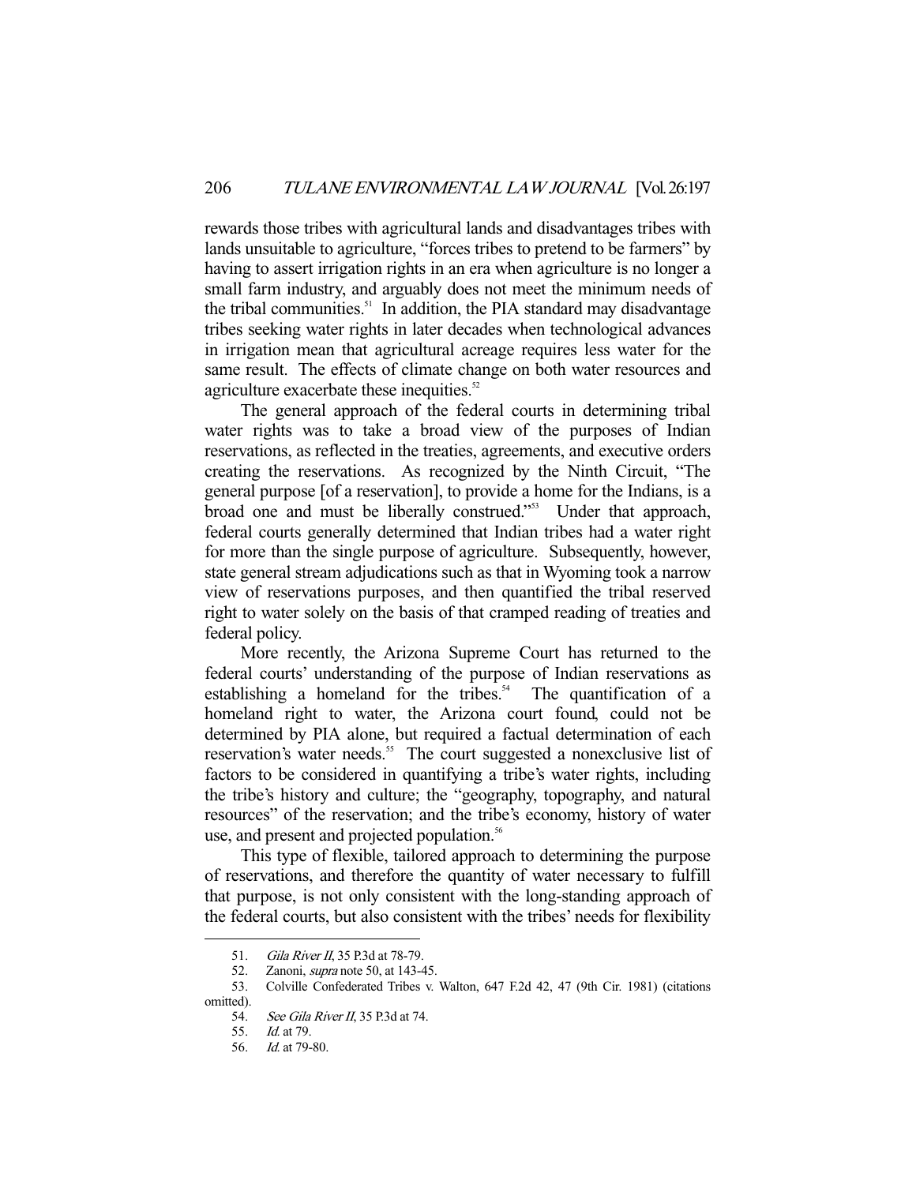rewards those tribes with agricultural lands and disadvantages tribes with lands unsuitable to agriculture, "forces tribes to pretend to be farmers" by having to assert irrigation rights in an era when agriculture is no longer a small farm industry, and arguably does not meet the minimum needs of the tribal communities.[51] In addition, the PIA standard may disadvantage tribes seeking water rights in later decades when technological advances in irrigation mean that agricultural acreage requires less water for the same result. The effects of climate change on both water resources and agriculture exacerbate these inequities.[52]

The general approach of the federal courts in determining tribal water rights was to take a broad view of the purposes of Indian reservations, as reflected in the treaties, agreements, and executive orders creating the reservations. As recognized by the Ninth Circuit, "The general purpose [of a reservation], to provide a home for the Indians, is a broad one and must be liberally construed."[53] Under that approach, federal courts generally determined that Indian tribes had a water right for more than the single purpose of agriculture. Subsequently, however, state general stream adjudications such as that in Wyoming took a narrow view of reservations purposes, and then quantified the tribal reserved right to water solely on the basis of that cramped reading of treaties and federal policy.

More recently, the Arizona Supreme Court has returned to the federal courts' understanding of the purpose of Indian reservations as establishing a homeland for the tribes.[54] The quantification of a homeland right to water, the Arizona court found, could not be determined by PIA alone, but required a factual determination of each reservation's water needs.[55] The court suggested a nonexclusive list of factors to be considered in quantifying a tribe's water rights, including the tribe's history and culture; the "geography, topography, and natural resources" of the reservation; and the tribe's economy, history of water use, and present and projected population.[56]

This type of flexible, tailored approach to determining the purpose of reservations, and therefore the quantity of water necessary to fulfill that purpose, is not only consistent with the long-standing approach of the federal courts, but also consistent with the tribes' needs for flexibility

---

51. *Gila River II*, 35 P.3d at 78-79.

52. Zanoni, *supra* note 50, at 143-45.

53. Colville Confederated Tribes v. Walton, 647 F.2d 42, 47 (9th Cir. 1981) (citations omitted).

54. *See Gila River II*, 35 P.3d at 74.

55. *Id.* at 79.

56. *Id.* at 79-80.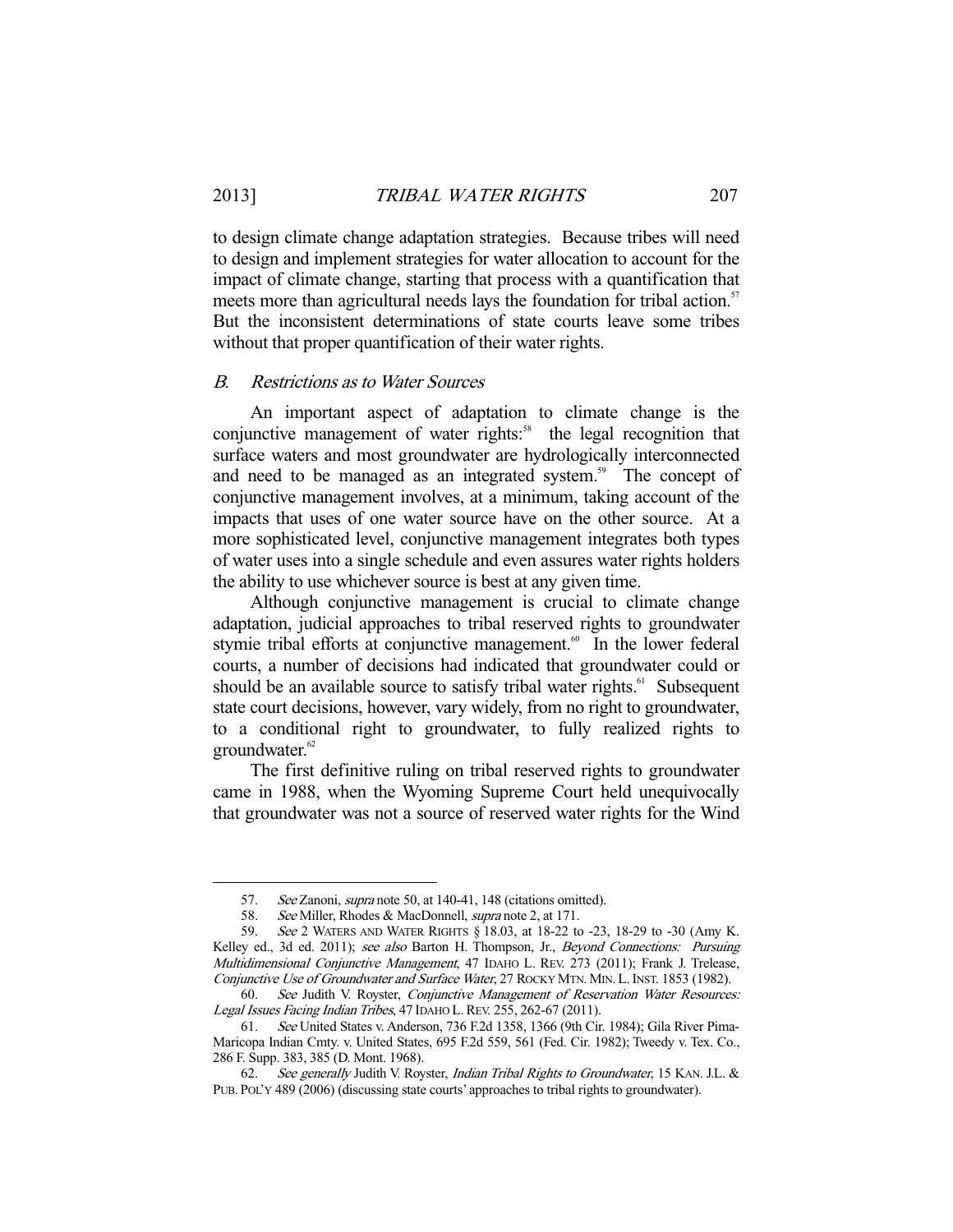to design climate change adaptation strategies. Because tribes will need to design and implement strategies for water allocation to account for the impact of climate change, starting that process with a quantification that meets more than agricultural needs lays the foundation for tribal action.[57] But the inconsistent determinations of state courts leave some tribes without that proper quantification of their water rights.

### *B. Restrictions as to Water Sources*

An important aspect of adaptation to climate change is the conjunctive management of water rights:[58] the legal recognition that surface waters and most groundwater are hydrologically interconnected and need to be managed as an integrated system.[59] The concept of conjunctive management involves, at a minimum, taking account of the impacts that uses of one water source have on the other source. At a more sophisticated level, conjunctive management integrates both types of water uses into a single schedule and even assures water rights holders the ability to use whichever source is best at any given time.

Although conjunctive management is crucial to climate change adaptation, judicial approaches to tribal reserved rights to groundwater stymie tribal efforts at conjunctive management.[60] In the lower federal courts, a number of decisions had indicated that groundwater could or should be an available source to satisfy tribal water rights.[61] Subsequent state court decisions, however, vary widely, from no right to groundwater, to a conditional right to groundwater, to fully realized rights to groundwater.[62]

The first definitive ruling on tribal reserved rights to groundwater came in 1988, when the Wyoming Supreme Court held unequivocally that groundwater was not a source of reserved water rights for the Wind

---

57. *See* Zanoni, *supra* note 50, at 140-41, 148 (citations omitted).

58. *See* Miller, Rhodes & MacDonnell, *supra* note 2, at 171.

59. *See* 2 WATERS AND WATER RIGHTS § 18.03, at 18-22 to -23, 18-29 to -30 (Amy K. Kelley ed., 3d ed. 2011); *see also* Barton H. Thompson, Jr., *Beyond Connections: Pursuing Multidimensional Conjunctive Management*, 47 IDAHO L. REV. 273 (2011); Frank J. Trelease, *Conjunctive Use of Groundwater and Surface Water*, 27 ROCKY MTN. MIN. L. INST. 1853 (1982).

60. *See* Judith V. Royster, *Conjunctive Management of Reservation Water Resources: Legal Issues Facing Indian Tribes*, 47 IDAHO L. REV. 255, 262-67 (2011).

61. *See* United States v. Anderson, 736 F.2d 1358, 1366 (9th Cir. 1984); Gila River Pima-Maricopa Indian Cmty. v. United States, 695 F.2d 559, 561 (Fed. Cir. 1982); Tweedy v. Tex. Co., 286 F. Supp. 383, 385 (D. Mont. 1968).

62. *See generally* Judith V. Royster, *Indian Tribal Rights to Groundwater*, 15 KAN. J.L. & PUB. POL'Y 489 (2006) (discussing state courts' approaches to tribal rights to groundwater).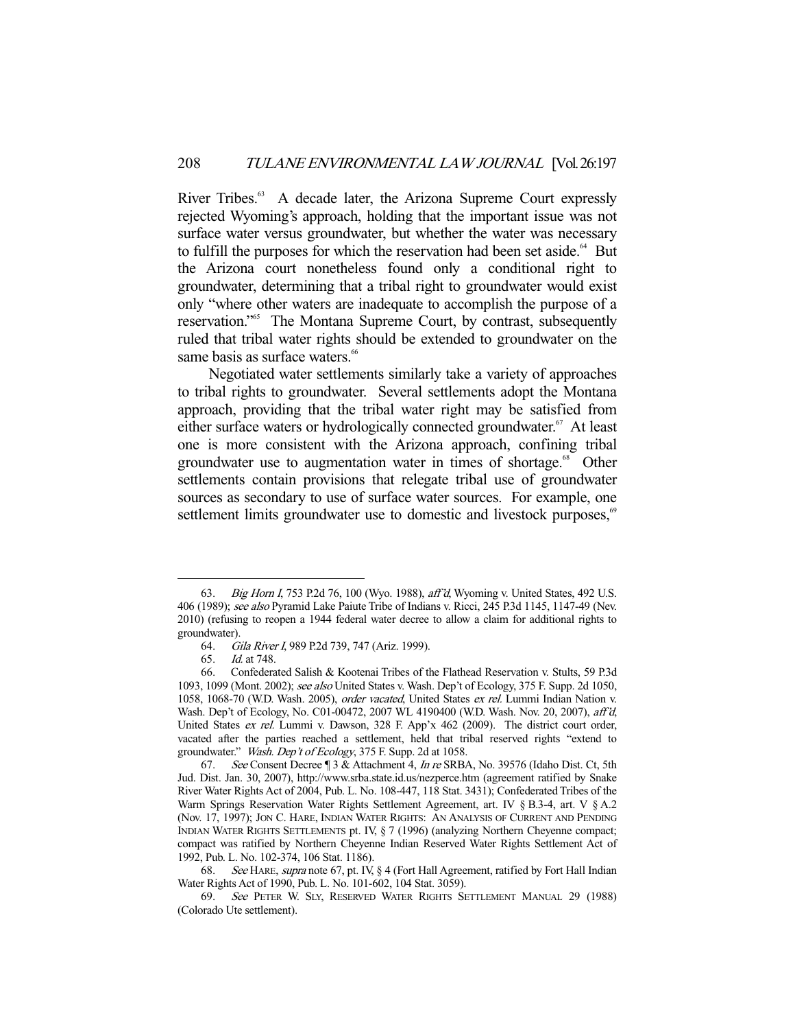River Tribes.[63] A decade later, the Arizona Supreme Court expressly rejected Wyoming's approach, holding that the important issue was not surface water versus groundwater, but whether the water was necessary to fulfill the purposes for which the reservation had been set aside.[64] But the Arizona court nonetheless found only a conditional right to groundwater, determining that a tribal right to groundwater would exist only "where other waters are inadequate to accomplish the purpose of a reservation."[65] The Montana Supreme Court, by contrast, subsequently ruled that tribal water rights should be extended to groundwater on the same basis as surface waters.[66]

Negotiated water settlements similarly take a variety of approaches to tribal rights to groundwater. Several settlements adopt the Montana approach, providing that the tribal water right may be satisfied from either surface waters or hydrologically connected groundwater.[67] At least one is more consistent with the Arizona approach, confining tribal groundwater use to augmentation water in times of shortage.[68] Other settlements contain provisions that relegate tribal use of groundwater sources as secondary to use of surface water sources. For example, one settlement limits groundwater use to domestic and livestock purposes,[69]

---

63. *Big Horn I*, 753 P.2d 76, 100 (Wyo. 1988), *aff'd*, Wyoming v. United States, 492 U.S. 406 (1989); *see also* Pyramid Lake Paiute Tribe of Indians v. Ricci, 245 P.3d 1145, 1147-49 (Nev. 2010) (refusing to reopen a 1944 federal water decree to allow a claim for additional rights to groundwater).

64. *Gila River I*, 989 P.2d 739, 747 (Ariz. 1999).

65. *Id.* at 748.

66. Confederated Salish & Kootenai Tribes of the Flathead Reservation v. Stults, 59 P.3d 1093, 1099 (Mont. 2002); *see also* United States v. Wash. Dep't of Ecology, 375 F. Supp. 2d 1050, 1058, 1068-70 (W.D. Wash. 2005), *order vacated*, United States *ex rel.* Lummi Indian Nation v. Wash. Dep't of Ecology, No. C01-00472, 2007 WL 4190400 (W.D. Wash. Nov. 20, 2007), *aff'd*, United States *ex rel.* Lummi v. Dawson, 328 F. App'x 462 (2009). The district court order, vacated after the parties reached a settlement, held that tribal reserved rights "extend to groundwater." *Wash. Dep't of Ecology*, 375 F. Supp. 2d at 1058.

67. *See* Consent Decree ¶ 3 & Attachment 4, *In re* SRBA, No. 39576 (Idaho Dist. Ct, 5th Jud. Dist. Jan. 30, 2007), http://www.srba.state.id.us/nezperce.htm (agreement ratified by Snake River Water Rights Act of 2004, Pub. L. No. 108-447, 118 Stat. 3431); Confederated Tribes of the Warm Springs Reservation Water Rights Settlement Agreement, art. IV § B.3-4, art. V § A.2 (Nov. 17, 1997); JON C. HARE, INDIAN WATER RIGHTS: AN ANALYSIS OF CURRENT AND PENDING INDIAN WATER RIGHTS SETTLEMENTS pt. IV, § 7 (1996) (analyzing Northern Cheyenne compact; compact was ratified by Northern Cheyenne Indian Reserved Water Rights Settlement Act of 1992, Pub. L. No. 102-374, 106 Stat. 1186).

68. *See* HARE, *supra* note 67, pt. IV, § 4 (Fort Hall Agreement, ratified by Fort Hall Indian Water Rights Act of 1990, Pub. L. No. 101-602, 104 Stat. 3059).

69. *See* PETER W. SLY, RESERVED WATER RIGHTS SETTLEMENT MANUAL 29 (1988) (Colorado Ute settlement).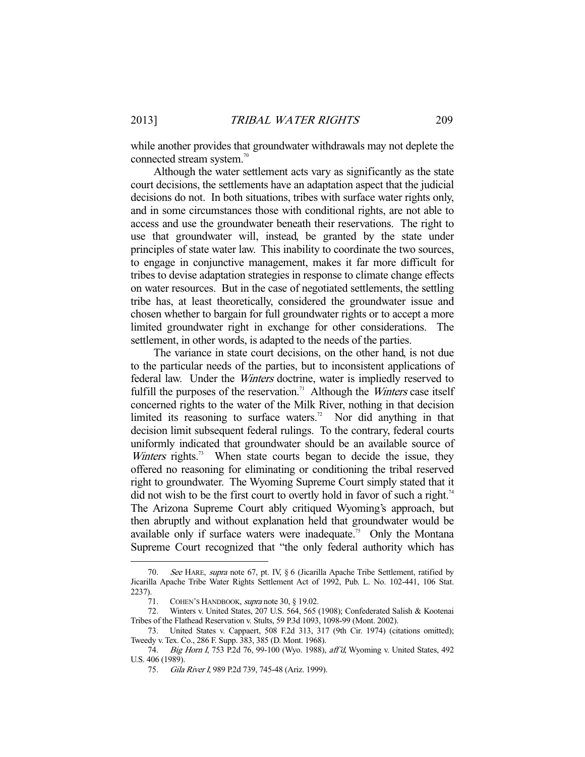while another provides that groundwater withdrawals may not deplete the connected stream system.[70]

Although the water settlement acts vary as significantly as the state court decisions, the settlements have an adaptation aspect that the judicial decisions do not. In both situations, tribes with surface water rights only, and in some circumstances those with conditional rights, are not able to access and use the groundwater beneath their reservations. The right to use that groundwater will, instead, be granted by the state under principles of state water law. This inability to coordinate the two sources, to engage in conjunctive management, makes it far more difficult for tribes to devise adaptation strategies in response to climate change effects on water resources. But in the case of negotiated settlements, the settling tribe has, at least theoretically, considered the groundwater issue and chosen whether to bargain for full groundwater rights or to accept a more limited groundwater right in exchange for other considerations. The settlement, in other words, is adapted to the needs of the parties.

The variance in state court decisions, on the other hand, is not due to the particular needs of the parties, but to inconsistent applications of federal law. Under the *Winters* doctrine, water is impliedly reserved to fulfill the purposes of the reservation.[71] Although the *Winters* case itself concerned rights to the water of the Milk River, nothing in that decision limited its reasoning to surface waters.[72] Nor did anything in that decision limit subsequent federal rulings. To the contrary, federal courts uniformly indicated that groundwater should be an available source of *Winters* rights.[73] When state courts began to decide the issue, they offered no reasoning for eliminating or conditioning the tribal reserved right to groundwater. The Wyoming Supreme Court simply stated that it did not wish to be the first court to overtly hold in favor of such a right.[74] The Arizona Supreme Court ably critiqued Wyoming's approach, but then abruptly and without explanation held that groundwater would be available only if surface waters were inadequate.[75] Only the Montana Supreme Court recognized that "the only federal authority which has

---

70. *See* HARE, *supra* note 67, pt. IV, § 6 (Jicarilla Apache Tribe Settlement, ratified by Jicarilla Apache Tribe Water Rights Settlement Act of 1992, Pub. L. No. 102-441, 106 Stat. 2237).

71. COHEN'S HANDBOOK, *supra* note 30, § 19.02.

72. Winters v. United States, 207 U.S. 564, 565 (1908); Confederated Salish & Kootenai Tribes of the Flathead Reservation v. Stults, 59 P.3d 1093, 1098-99 (Mont. 2002).

73. United States v. Cappaert, 508 F.2d 313, 317 (9th Cir. 1974) (citations omitted); Tweedy v. Tex. Co., 286 F. Supp. 383, 385 (D. Mont. 1968).

74. *Big Horn I*, 753 P.2d 76, 99-100 (Wyo. 1988), *aff'd*, Wyoming v. United States, 492 U.S. 406 (1989).

75. *Gila River I*, 989 P.2d 739, 745-48 (Ariz. 1999).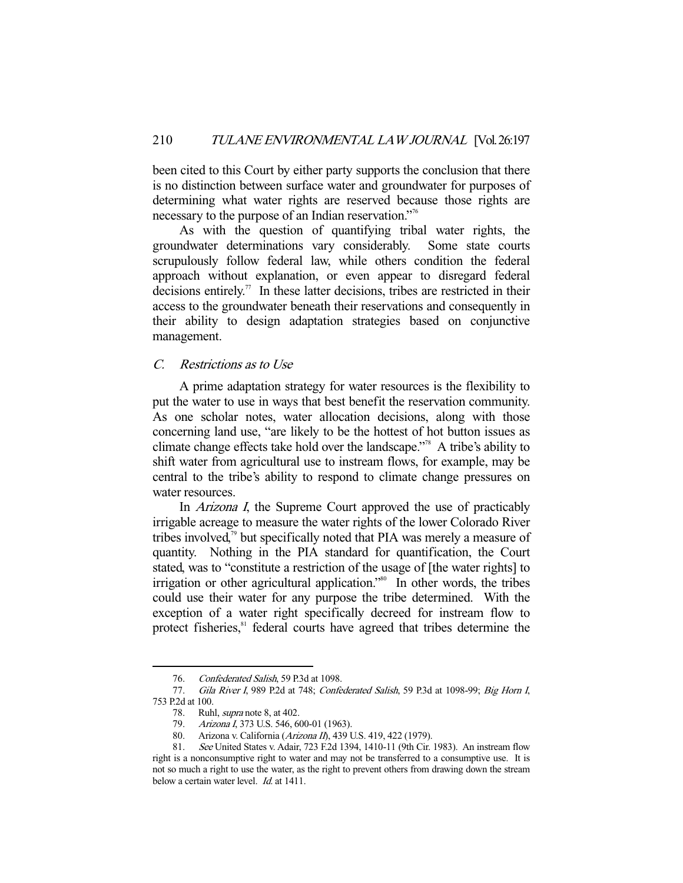been cited to this Court by either party supports the conclusion that there is no distinction between surface water and groundwater for purposes of determining what water rights are reserved because those rights are necessary to the purpose of an Indian reservation."[76]

As with the question of quantifying tribal water rights, the groundwater determinations vary considerably. Some state courts scrupulously follow federal law, while others condition the federal approach without explanation, or even appear to disregard federal decisions entirely.[77] In these latter decisions, tribes are restricted in their access to the groundwater beneath their reservations and consequently in their ability to design adaptation strategies based on conjunctive management.

### *C. Restrictions as to Use*

A prime adaptation strategy for water resources is the flexibility to put the water to use in ways that best benefit the reservation community. As one scholar notes, water allocation decisions, along with those concerning land use, "are likely to be the hottest of hot button issues as climate change effects take hold over the landscape."[78] A tribe's ability to shift water from agricultural use to instream flows, for example, may be central to the tribe's ability to respond to climate change pressures on water resources.

In *Arizona I*, the Supreme Court approved the use of practicably irrigable acreage to measure the water rights of the lower Colorado River tribes involved,[79] but specifically noted that PIA was merely a measure of quantity. Nothing in the PIA standard for quantification, the Court stated, was to "constitute a restriction of the usage of [the water rights] to irrigation or other agricultural application."[80] In other words, the tribes could use their water for any purpose the tribe determined. With the exception of a water right specifically decreed for instream flow to protect fisheries,[81] federal courts have agreed that tribes determine the

---

76. *Confederated Salish*, 59 P.3d at 1098.

77. *Gila River I*, 989 P.2d at 748; *Confederated Salish*, 59 P.3d at 1098-99; *Big Horn I*, 753 P.2d at 100.

78. Ruhl, *supra* note 8, at 402.

79. *Arizona I*, 373 U.S. 546, 600-01 (1963).

80. Arizona v. California (*Arizona II*), 439 U.S. 419, 422 (1979).

81. *See* United States v. Adair, 723 F.2d 1394, 1410-11 (9th Cir. 1983). An instream flow right is a nonconsumptive right to water and may not be transferred to a consumptive use. It is not so much a right to use the water, as the right to prevent others from drawing down the stream below a certain water level. *Id.* at 1411.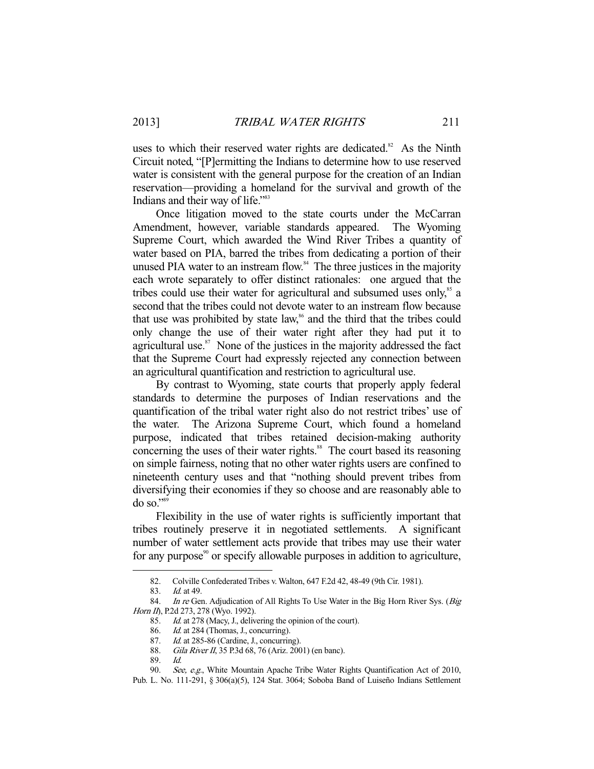uses to which their reserved water rights are dedicated.[82] As the Ninth Circuit noted, "[P]ermitting the Indians to determine how to use reserved water is consistent with the general purpose for the creation of an Indian reservation—providing a homeland for the survival and growth of the Indians and their way of life."[83]

Once litigation moved to the state courts under the McCarran Amendment, however, variable standards appeared. The Wyoming Supreme Court, which awarded the Wind River Tribes a quantity of water based on PIA, barred the tribes from dedicating a portion of their unused PIA water to an instream flow.[84] The three justices in the majority each wrote separately to offer distinct rationales: one argued that the tribes could use their water for agricultural and subsumed uses only,[85] a second that the tribes could not devote water to an instream flow because that use was prohibited by state law,[86] and the third that the tribes could only change the use of their water right after they had put it to agricultural use.[87] None of the justices in the majority addressed the fact that the Supreme Court had expressly rejected any connection between an agricultural quantification and restriction to agricultural use.

By contrast to Wyoming, state courts that properly apply federal standards to determine the purposes of Indian reservations and the quantification of the tribal water right also do not restrict tribes' use of the water. The Arizona Supreme Court, which found a homeland purpose, indicated that tribes retained decision-making authority concerning the uses of their water rights.[88] The court based its reasoning on simple fairness, noting that no other water rights users are confined to nineteenth century uses and that "nothing should prevent tribes from diversifying their economies if they so choose and are reasonably able to do so."[89]

Flexibility in the use of water rights is sufficiently important that tribes routinely preserve it in negotiated settlements. A significant number of water settlement acts provide that tribes may use their water for any purpose[90] or specify allowable purposes in addition to agriculture,

---

82. Colville Confederated Tribes v. Walton, 647 F.2d 42, 48-49 (9th Cir. 1981).

83. *Id.* at 49.

84. *In re* Gen. Adjudication of All Rights To Use Water in the Big Horn River Sys. (*Big Horn II*), P.2d 273, 278 (Wyo. 1992).

85. *Id.* at 278 (Macy, J., delivering the opinion of the court).

86. *Id.* at 284 (Thomas, J., concurring).

87. *Id.* at 285-86 (Cardine, J., concurring).

88. *Gila River II*, 35 P.3d 68, 76 (Ariz. 2001) (en banc).

89. *Id.*

90. *See, e.g.*, White Mountain Apache Tribe Water Rights Quantification Act of 2010, Pub. L. No. 111-291, § 306(a)(5), 124 Stat. 3064; Soboba Band of Luiseño Indians Settlement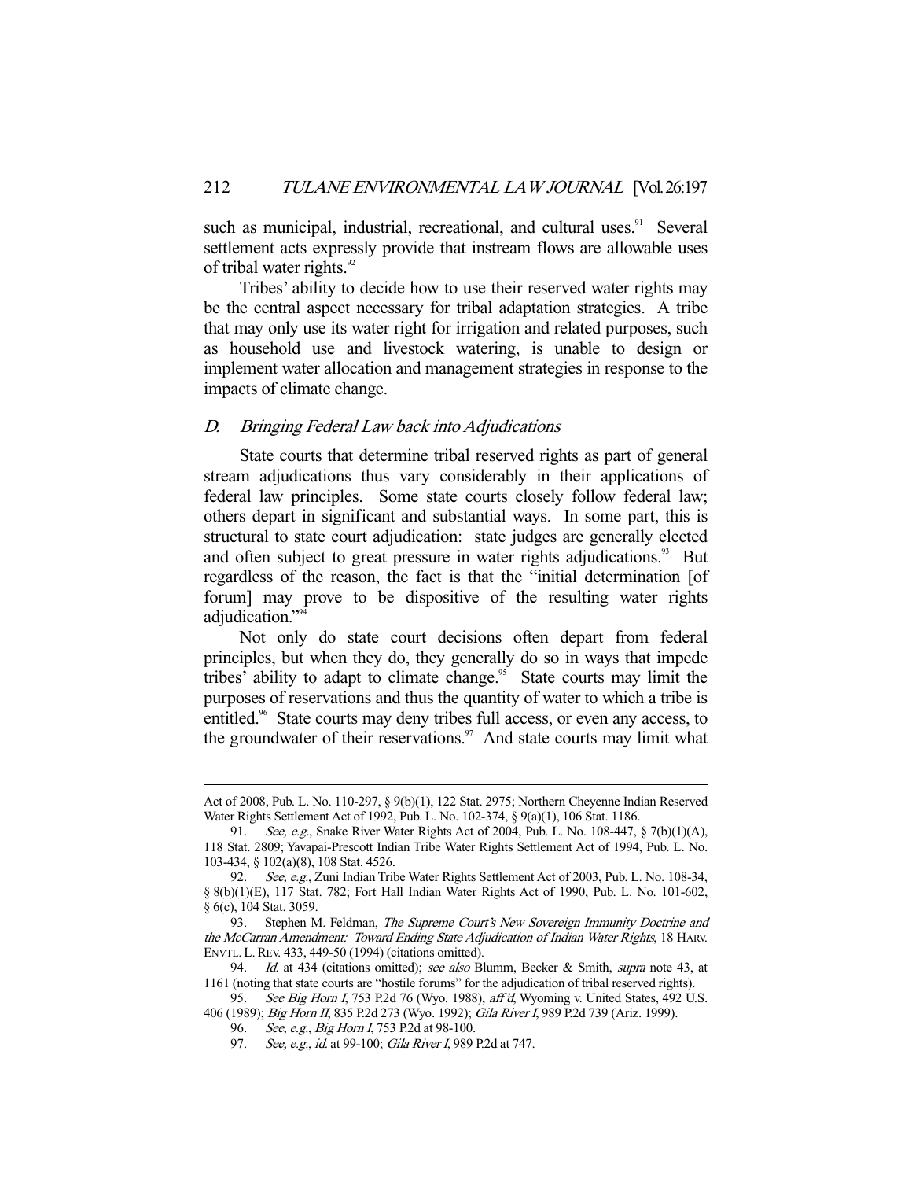such as municipal, industrial, recreational, and cultural uses.[91] Several settlement acts expressly provide that instream flows are allowable uses of tribal water rights.[92]

Tribes' ability to decide how to use their reserved water rights may be the central aspect necessary for tribal adaptation strategies. A tribe that may only use its water right for irrigation and related purposes, such as household use and livestock watering, is unable to design or implement water allocation and management strategies in response to the impacts of climate change.

### *D. Bringing Federal Law back into Adjudications*

State courts that determine tribal reserved rights as part of general stream adjudications thus vary considerably in their applications of federal law principles. Some state courts closely follow federal law; others depart in significant and substantial ways. In some part, this is structural to state court adjudication: state judges are generally elected and often subject to great pressure in water rights adjudications.[93] But regardless of the reason, the fact is that the "initial determination [of forum] may prove to be dispositive of the resulting water rights adjudication."[94]

Not only do state court decisions often depart from federal principles, but when they do, they generally do so in ways that impede tribes' ability to adapt to climate change.[95] State courts may limit the purposes of reservations and thus the quantity of water to which a tribe is entitled.[96] State courts may deny tribes full access, or even any access, to the groundwater of their reservations.[97] And state courts may limit what

---

Act of 2008, Pub. L. No. 110-297, § 9(b)(1), 122 Stat. 2975; Northern Cheyenne Indian Reserved Water Rights Settlement Act of 1992, Pub. L. No. 102-374, § 9(a)(1), 106 Stat. 1186.

91. *See, e.g.*, Snake River Water Rights Act of 2004, Pub. L. No. 108-447, § 7(b)(1)(A), 118 Stat. 2809; Yavapai-Prescott Indian Tribe Water Rights Settlement Act of 1994, Pub. L. No. 103-434, § 102(a)(8), 108 Stat. 4526.

92. *See, e.g.*, Zuni Indian Tribe Water Rights Settlement Act of 2003, Pub. L. No. 108-34, § 8(b)(1)(E), 117 Stat. 782; Fort Hall Indian Water Rights Act of 1990, Pub. L. No. 101-602, § 6(c), 104 Stat. 3059.

93. Stephen M. Feldman, *The Supreme Court's New Sovereign Immunity Doctrine and the McCarran Amendment: Toward Ending State Adjudication of Indian Water Rights*, 18 HARV. ENVTL. L. REV. 433, 449-50 (1994) (citations omitted).

94. *Id.* at 434 (citations omitted); *see also* Blumm, Becker & Smith, *supra* note 43, at 1161 (noting that state courts are "hostile forums" for the adjudication of tribal reserved rights).

95. *See Big Horn I*, 753 P.2d 76 (Wyo. 1988), *aff'd*, Wyoming v. United States, 492 U.S. 406 (1989); *Big Horn II*, 835 P.2d 273 (Wyo. 1992); *Gila River I*, 989 P.2d 739 (Ariz. 1999).

96. *See, e.g.*, *Big Horn I*, 753 P.2d at 98-100.

97. *See, e.g.*, *id.* at 99-100; *Gila River I*, 989 P.2d at 747.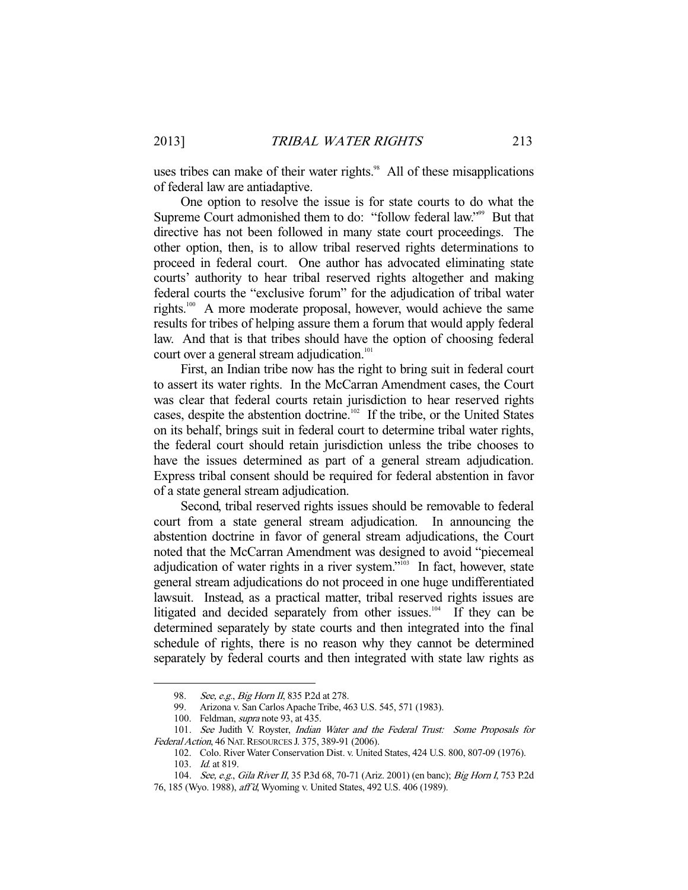uses tribes can make of their water rights.[98] All of these misapplications of federal law are antiadaptive.

One option to resolve the issue is for state courts to do what the Supreme Court admonished them to do: "follow federal law."[99] But that directive has not been followed in many state court proceedings. The other option, then, is to allow tribal reserved rights determinations to proceed in federal court. One author has advocated eliminating state courts' authority to hear tribal reserved rights altogether and making federal courts the "exclusive forum" for the adjudication of tribal water rights.[100] A more moderate proposal, however, would achieve the same results for tribes of helping assure them a forum that would apply federal law. And that is that tribes should have the option of choosing federal court over a general stream adjudication.[101]

First, an Indian tribe now has the right to bring suit in federal court to assert its water rights. In the McCarran Amendment cases, the Court was clear that federal courts retain jurisdiction to hear reserved rights cases, despite the abstention doctrine.[102] If the tribe, or the United States on its behalf, brings suit in federal court to determine tribal water rights, the federal court should retain jurisdiction unless the tribe chooses to have the issues determined as part of a general stream adjudication. Express tribal consent should be required for federal abstention in favor of a state general stream adjudication.

Second, tribal reserved rights issues should be removable to federal court from a state general stream adjudication. In announcing the abstention doctrine in favor of general stream adjudications, the Court noted that the McCarran Amendment was designed to avoid "piecemeal adjudication of water rights in a river system."[103] In fact, however, state general stream adjudications do not proceed in one huge undifferentiated lawsuit. Instead, as a practical matter, tribal reserved rights issues are litigated and decided separately from other issues.[104] If they can be determined separately by state courts and then integrated into the final schedule of rights, there is no reason why they cannot be determined separately by federal courts and then integrated with state law rights as

---

98. *See, e.g.*, *Big Horn II*, 835 P.2d at 278.

99. Arizona v. San Carlos Apache Tribe, 463 U.S. 545, 571 (1983).

100. Feldman, *supra* note 93, at 435.

101. *See* Judith V. Royster, *Indian Water and the Federal Trust: Some Proposals for Federal Action*, 46 NAT. RESOURCES J. 375, 389-91 (2006).

102. Colo. River Water Conservation Dist. v. United States, 424 U.S. 800, 807-09 (1976).

103. *Id.* at 819.

104. *See, e.g.*, *Gila River II*, 35 P.3d 68, 70-71 (Ariz. 2001) (en banc); *Big Horn I*, 753 P.2d 76, 185 (Wyo. 1988), *aff'd*, Wyoming v. United States, 492 U.S. 406 (1989).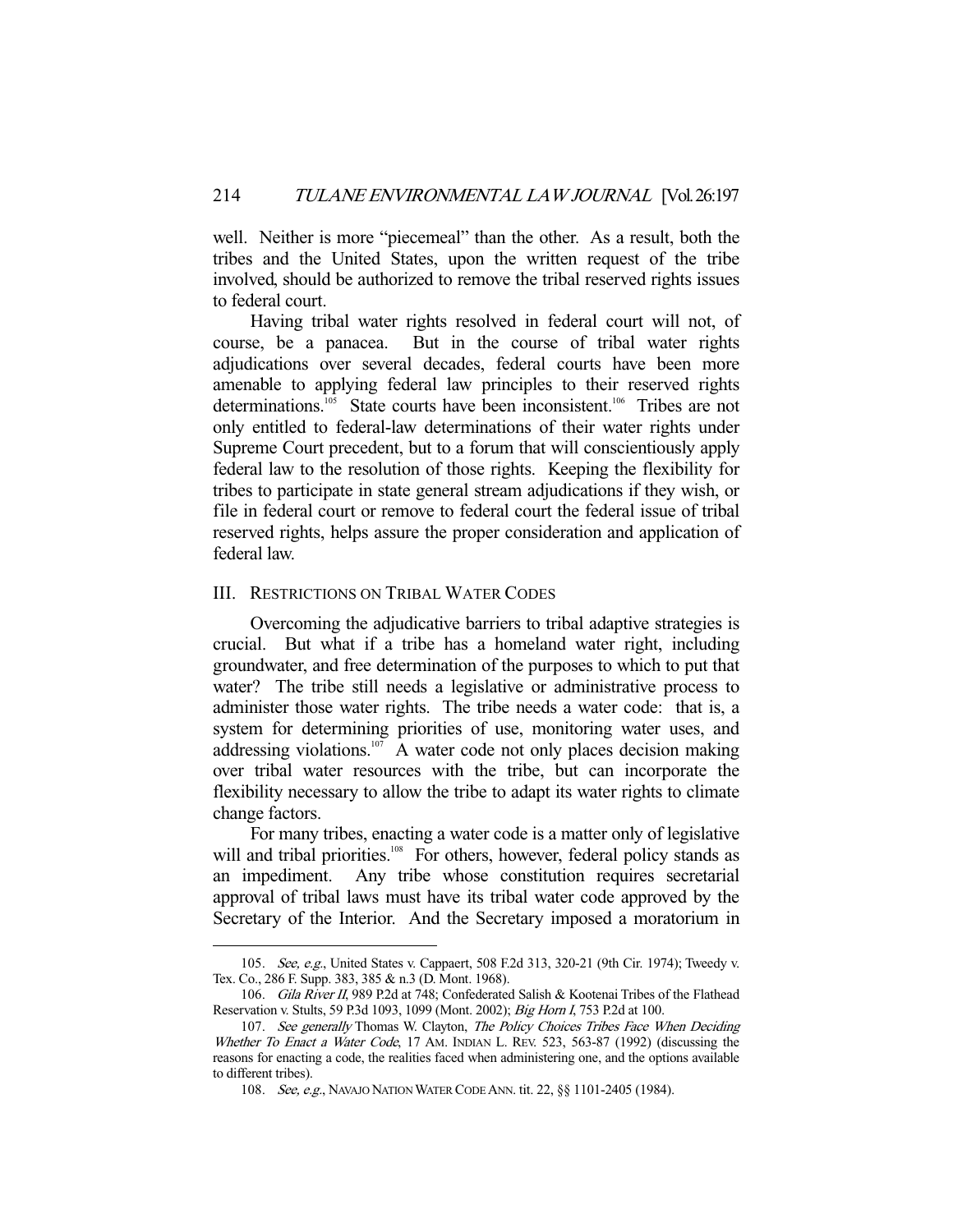well. Neither is more "piecemeal" than the other. As a result, both the tribes and the United States, upon the written request of the tribe involved, should be authorized to remove the tribal reserved rights issues to federal court.

Having tribal water rights resolved in federal court will not, of course, be a panacea. But in the course of tribal water rights adjudications over several decades, federal courts have been more amenable to applying federal law principles to their reserved rights determinations.[105] State courts have been inconsistent.[106] Tribes are not only entitled to federal-law determinations of their water rights under Supreme Court precedent, but to a forum that will conscientiously apply federal law to the resolution of those rights. Keeping the flexibility for tribes to participate in state general stream adjudications if they wish, or file in federal court or remove to federal court the federal issue of tribal reserved rights, helps assure the proper consideration and application of federal law.

## III. Restrictions on Tribal Water Codes

Overcoming the adjudicative barriers to tribal adaptive strategies is crucial. But what if a tribe has a homeland water right, including groundwater, and free determination of the purposes to which to put that water? The tribe still needs a legislative or administrative process to administer those water rights. The tribe needs a water code: that is, a system for determining priorities of use, monitoring water uses, and addressing violations.[107] A water code not only places decision making over tribal water resources with the tribe, but can incorporate the flexibility necessary to allow the tribe to adapt its water rights to climate change factors.

For many tribes, enacting a water code is a matter only of legislative will and tribal priorities.[108] For others, however, federal policy stands as an impediment. Any tribe whose constitution requires secretarial approval of tribal laws must have its tribal water code approved by the Secretary of the Interior. And the Secretary imposed a moratorium in

---

105. *See, e.g.*, United States v. Cappaert, 508 F.2d 313, 320-21 (9th Cir. 1974); Tweedy v. Tex. Co., 286 F. Supp. 383, 385 & n.3 (D. Mont. 1968).

106. *Gila River II*, 989 P.2d at 748; Confederated Salish & Kootenai Tribes of the Flathead Reservation v. Stults, 59 P.3d 1093, 1099 (Mont. 2002); *Big Horn I*, 753 P.2d at 100.

107. *See generally* Thomas W. Clayton, *The Policy Choices Tribes Face When Deciding Whether To Enact a Water Code*, 17 AM. INDIAN L. REV. 523, 563-87 (1992) (discussing the reasons for enacting a code, the realities faced when administering one, and the options available to different tribes).

108. *See, e.g.*, NAVAJO NATION WATER CODE ANN. tit. 22, §§ 1101-2405 (1984).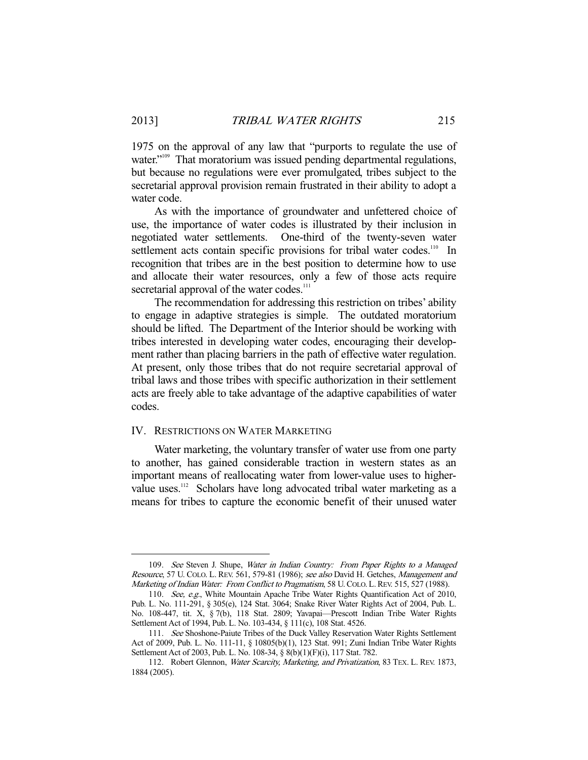1975 on the approval of any law that "purports to regulate the use of water."[109] That moratorium was issued pending departmental regulations, but because no regulations were ever promulgated, tribes subject to the secretarial approval provision remain frustrated in their ability to adopt a water code.

As with the importance of groundwater and unfettered choice of use, the importance of water codes is illustrated by their inclusion in negotiated water settlements. One-third of the twenty-seven water settlement acts contain specific provisions for tribal water codes.[110] In recognition that tribes are in the best position to determine how to use and allocate their water resources, only a few of those acts require secretarial approval of the water codes.[111]

The recommendation for addressing this restriction on tribes' ability to engage in adaptive strategies is simple. The outdated moratorium should be lifted. The Department of the Interior should be working with tribes interested in developing water codes, encouraging their development rather than placing barriers in the path of effective water regulation. At present, only those tribes that do not require secretarial approval of tribal laws and those tribes with specific authorization in their settlement acts are freely able to take advantage of the adaptive capabilities of water codes.

## IV. Restrictions on Water Marketing

Water marketing, the voluntary transfer of water use from one party to another, has gained considerable traction in western states as an important means of reallocating water from lower-value uses to higher-value uses.[112] Scholars have long advocated tribal water marketing as a means for tribes to capture the economic benefit of their unused water

---

109. *See* Steven J. Shupe, *Water in Indian Country: From Paper Rights to a Managed Resource*, 57 U. COLO. L. REV. 561, 579-81 (1986); *see also* David H. Getches, *Management and Marketing of Indian Water: From Conflict to Pragmatism*, 58 U. COLO. L. REV. 515, 527 (1988).

110. *See, e.g.*, White Mountain Apache Tribe Water Rights Quantification Act of 2010, Pub. L. No. 111-291, § 305(e), 124 Stat. 3064; Snake River Water Rights Act of 2004, Pub. L. No. 108-447, tit. X, § 7(b), 118 Stat. 2809; Yavapai—Prescott Indian Tribe Water Rights Settlement Act of 1994, Pub. L. No. 103-434, § 111(c), 108 Stat. 4526.

111. *See* Shoshone-Paiute Tribes of the Duck Valley Reservation Water Rights Settlement Act of 2009, Pub. L. No. 111-11, § 10805(b)(1), 123 Stat. 991; Zuni Indian Tribe Water Rights Settlement Act of 2003, Pub. L. No. 108-34, § 8(b)(1)(F)(i), 117 Stat. 782.

112. Robert Glennon, *Water Scarcity, Marketing, and Privatization*, 83 TEX. L. REV. 1873, 1884 (2005).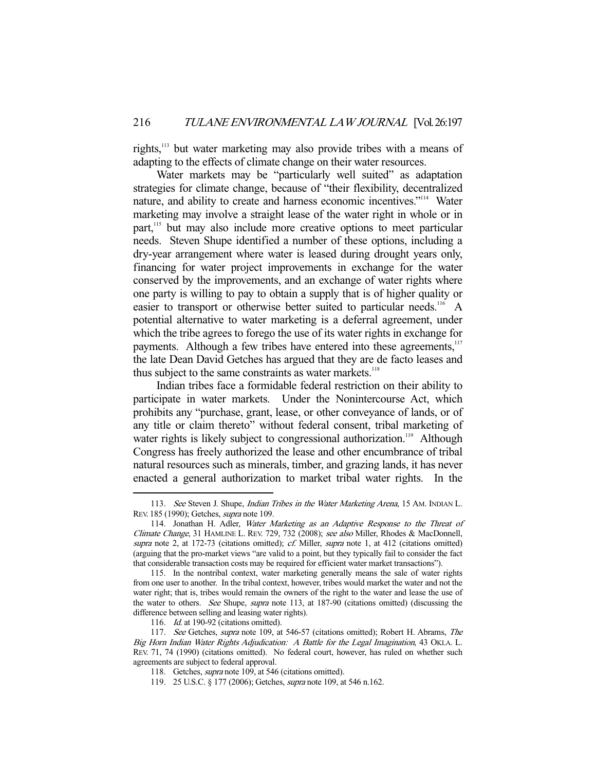rights,[113] but water marketing may also provide tribes with a means of adapting to the effects of climate change on their water resources.

Water markets may be "particularly well suited" as adaptation strategies for climate change, because of "their flexibility, decentralized nature, and ability to create and harness economic incentives."[114] Water marketing may involve a straight lease of the water right in whole or in part,[115] but may also include more creative options to meet particular needs. Steven Shupe identified a number of these options, including a dry-year arrangement where water is leased during drought years only, financing for water project improvements in exchange for the water conserved by the improvements, and an exchange of water rights where one party is willing to pay to obtain a supply that is of higher quality or easier to transport or otherwise better suited to particular needs.[116] A potential alternative to water marketing is a deferral agreement, under which the tribe agrees to forego the use of its water rights in exchange for payments. Although a few tribes have entered into these agreements,[117] the late Dean David Getches has argued that they are de facto leases and thus subject to the same constraints as water markets.[118]

Indian tribes face a formidable federal restriction on their ability to participate in water markets. Under the Nonintercourse Act, which prohibits any "purchase, grant, lease, or other conveyance of lands, or of any title or claim thereto" without federal consent, tribal marketing of water rights is likely subject to congressional authorization.[119] Although Congress has freely authorized the lease and other encumbrance of tribal natural resources such as minerals, timber, and grazing lands, it has never enacted a general authorization to market tribal water rights. In the

---

113. *See* Steven J. Shupe, *Indian Tribes in the Water Marketing Arena*, 15 AM. INDIAN L. REV. 185 (1990); Getches, *supra* note 109.

114. Jonathan H. Adler, *Water Marketing as an Adaptive Response to the Threat of Climate Change*, 31 HAMLINE L. REV. 729, 732 (2008); *see also* Miller, Rhodes & MacDonnell, *supra* note 2, at 172-73 (citations omitted); *cf.* Miller, *supra* note 1, at 412 (citations omitted) (arguing that the pro-market views "are valid to a point, but they typically fail to consider the fact that considerable transaction costs may be required for efficient water market transactions").

115. In the nontribal context, water marketing generally means the sale of water rights from one user to another. In the tribal context, however, tribes would market the water and not the water right; that is, tribes would remain the owners of the right to the water and lease the use of the water to others. *See* Shupe, *supra* note 113, at 187-90 (citations omitted) (discussing the difference between selling and leasing water rights).

116. *Id.* at 190-92 (citations omitted).

117. *See* Getches, *supra* note 109, at 546-57 (citations omitted); Robert H. Abrams, *The Big Horn Indian Water Rights Adjudication: A Battle for the Legal Imagination*, 43 OKLA. L. REV. 71, 74 (1990) (citations omitted). No federal court, however, has ruled on whether such agreements are subject to federal approval.

118. Getches, *supra* note 109, at 546 (citations omitted).

119. 25 U.S.C. § 177 (2006); Getches, *supra* note 109, at 546 n.162.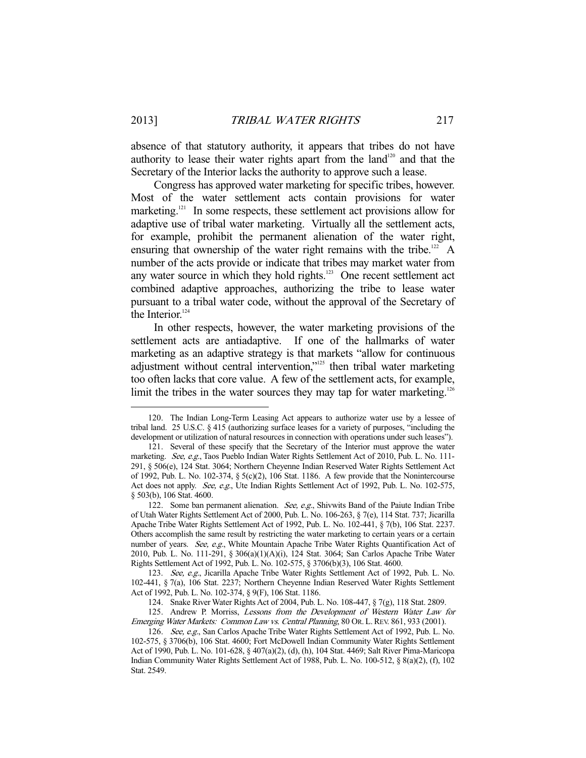absence of that statutory authority, it appears that tribes do not have authority to lease their water rights apart from the land[120] and that the Secretary of the Interior lacks the authority to approve such a lease.

Congress has approved water marketing for specific tribes, however. Most of the water settlement acts contain provisions for water marketing.[121] In some respects, these settlement act provisions allow for adaptive use of tribal water marketing. Virtually all the settlement acts, for example, prohibit the permanent alienation of the water right, ensuring that ownership of the water right remains with the tribe.[122] A number of the acts provide or indicate that tribes may market water from any water source in which they hold rights.[123] One recent settlement act combined adaptive approaches, authorizing the tribe to lease water pursuant to a tribal water code, without the approval of the Secretary of the Interior.[124]

In other respects, however, the water marketing provisions of the settlement acts are antiadaptive. If one of the hallmarks of water marketing as an adaptive strategy is that markets "allow for continuous adjustment without central intervention,"[125] then tribal water marketing too often lacks that core value. A few of the settlement acts, for example, limit the tribes in the water sources they may tap for water marketing.[126]

---

120. The Indian Long-Term Leasing Act appears to authorize water use by a lessee of tribal land. 25 U.S.C. § 415 (authorizing surface leases for a variety of purposes, "including the development or utilization of natural resources in connection with operations under such leases").

121. Several of these specify that the Secretary of the Interior must approve the water marketing. *See, e.g.*, Taos Pueblo Indian Water Rights Settlement Act of 2010, Pub. L. No. 111-291, § 506(e), 124 Stat. 3064; Northern Cheyenne Indian Reserved Water Rights Settlement Act of 1992, Pub. L. No. 102-374, § 5(c)(2), 106 Stat. 1186. A few provide that the Nonintercourse Act does not apply. *See, e.g.*, Ute Indian Rights Settlement Act of 1992, Pub. L. No. 102-575, § 503(b), 106 Stat. 4600.

122. Some ban permanent alienation. *See, e.g.*, Shivwits Band of the Paiute Indian Tribe of Utah Water Rights Settlement Act of 2000, Pub. L. No. 106-263, § 7(e), 114 Stat. 737; Jicarilla Apache Tribe Water Rights Settlement Act of 1992, Pub. L. No. 102-441, § 7(b), 106 Stat. 2237. Others accomplish the same result by restricting the water marketing to certain years or a certain number of years. *See, e.g.*, White Mountain Apache Tribe Water Rights Quantification Act of 2010, Pub. L. No. 111-291, § 306(a)(1)(A)(i), 124 Stat. 3064; San Carlos Apache Tribe Water Rights Settlement Act of 1992, Pub. L. No. 102-575, § 3706(b)(3), 106 Stat. 4600.

123. *See, e.g.*, Jicarilla Apache Tribe Water Rights Settlement Act of 1992, Pub. L. No. 102-441, § 7(a), 106 Stat. 2237; Northern Cheyenne Indian Reserved Water Rights Settlement Act of 1992, Pub. L. No. 102-374, § 9(F), 106 Stat. 1186.

124. Snake River Water Rights Act of 2004, Pub. L. No. 108-447, § 7(g), 118 Stat. 2809.

125. Andrew P. Morriss, *Lessons from the Development of Western Water Law for Emerging Water Markets: Common Law vs. Central Planning*, 80 OR. L. REV. 861, 933 (2001).

126. *See, e.g.*, San Carlos Apache Tribe Water Rights Settlement Act of 1992, Pub. L. No. 102-575, § 3706(b), 106 Stat. 4600; Fort McDowell Indian Community Water Rights Settlement Act of 1990, Pub. L. No. 101-628, § 407(a)(2), (d), (h), 104 Stat. 4469; Salt River Pima-Maricopa Indian Community Water Rights Settlement Act of 1988, Pub. L. No. 100-512, § 8(a)(2), (f), 102 Stat. 2549.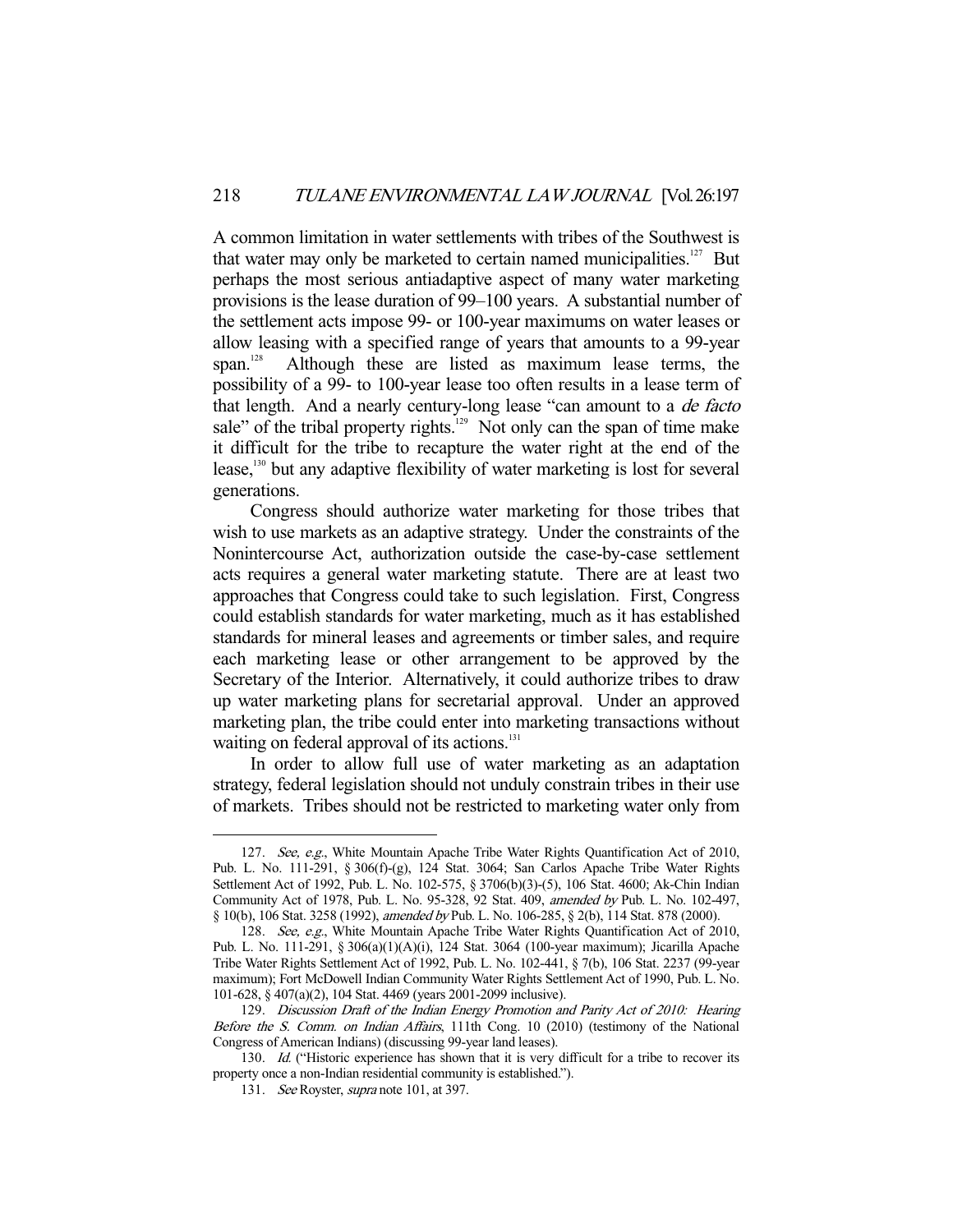A common limitation in water settlements with tribes of the Southwest is that water may only be marketed to certain named municipalities.[127] But perhaps the most serious antiadaptive aspect of many water marketing provisions is the lease duration of 99–100 years. A substantial number of the settlement acts impose 99- or 100-year maximums on water leases or allow leasing with a specified range of years that amounts to a 99-year span.[128] Although these are listed as maximum lease terms, the possibility of a 99- to 100-year lease too often results in a lease term of that length. And a nearly century-long lease "can amount to a *de facto* sale" of the tribal property rights.[129] Not only can the span of time make it difficult for the tribe to recapture the water right at the end of the lease,[130] but any adaptive flexibility of water marketing is lost for several generations.

Congress should authorize water marketing for those tribes that wish to use markets as an adaptive strategy. Under the constraints of the Nonintercourse Act, authorization outside the case-by-case settlement acts requires a general water marketing statute. There are at least two approaches that Congress could take to such legislation. First, Congress could establish standards for water marketing, much as it has established standards for mineral leases and agreements or timber sales, and require each marketing lease or other arrangement to be approved by the Secretary of the Interior. Alternatively, it could authorize tribes to draw up water marketing plans for secretarial approval. Under an approved marketing plan, the tribe could enter into marketing transactions without waiting on federal approval of its actions.[131]

In order to allow full use of water marketing as an adaptation strategy, federal legislation should not unduly constrain tribes in their use of markets. Tribes should not be restricted to marketing water only from

---

127. *See, e.g.*, White Mountain Apache Tribe Water Rights Quantification Act of 2010, Pub. L. No. 111-291, § 306(f)-(g), 124 Stat. 3064; San Carlos Apache Tribe Water Rights Settlement Act of 1992, Pub. L. No. 102-575, § 3706(b)(3)-(5), 106 Stat. 4600; Ak-Chin Indian Community Act of 1978, Pub. L. No. 95-328, 92 Stat. 409, *amended by* Pub. L. No. 102-497, § 10(b), 106 Stat. 3258 (1992), *amended by* Pub. L. No. 106-285, § 2(b), 114 Stat. 878 (2000).

128. *See, e.g.*, White Mountain Apache Tribe Water Rights Quantification Act of 2010, Pub. L. No. 111-291, § 306(a)(1)(A)(i), 124 Stat. 3064 (100-year maximum); Jicarilla Apache Tribe Water Rights Settlement Act of 1992, Pub. L. No. 102-441, § 7(b), 106 Stat. 2237 (99-year maximum); Fort McDowell Indian Community Water Rights Settlement Act of 1990, Pub. L. No. 101-628, § 407(a)(2), 104 Stat. 4469 (years 2001-2099 inclusive).

129. *Discussion Draft of the Indian Energy Promotion and Parity Act of 2010: Hearing Before the S. Comm. on Indian Affairs*, 111th Cong. 10 (2010) (testimony of the National Congress of American Indians) (discussing 99-year land leases).

130. *Id.* ("Historic experience has shown that it is very difficult for a tribe to recover its property once a non-Indian residential community is established.").

131. *See* Royster, *supra* note 101, at 397.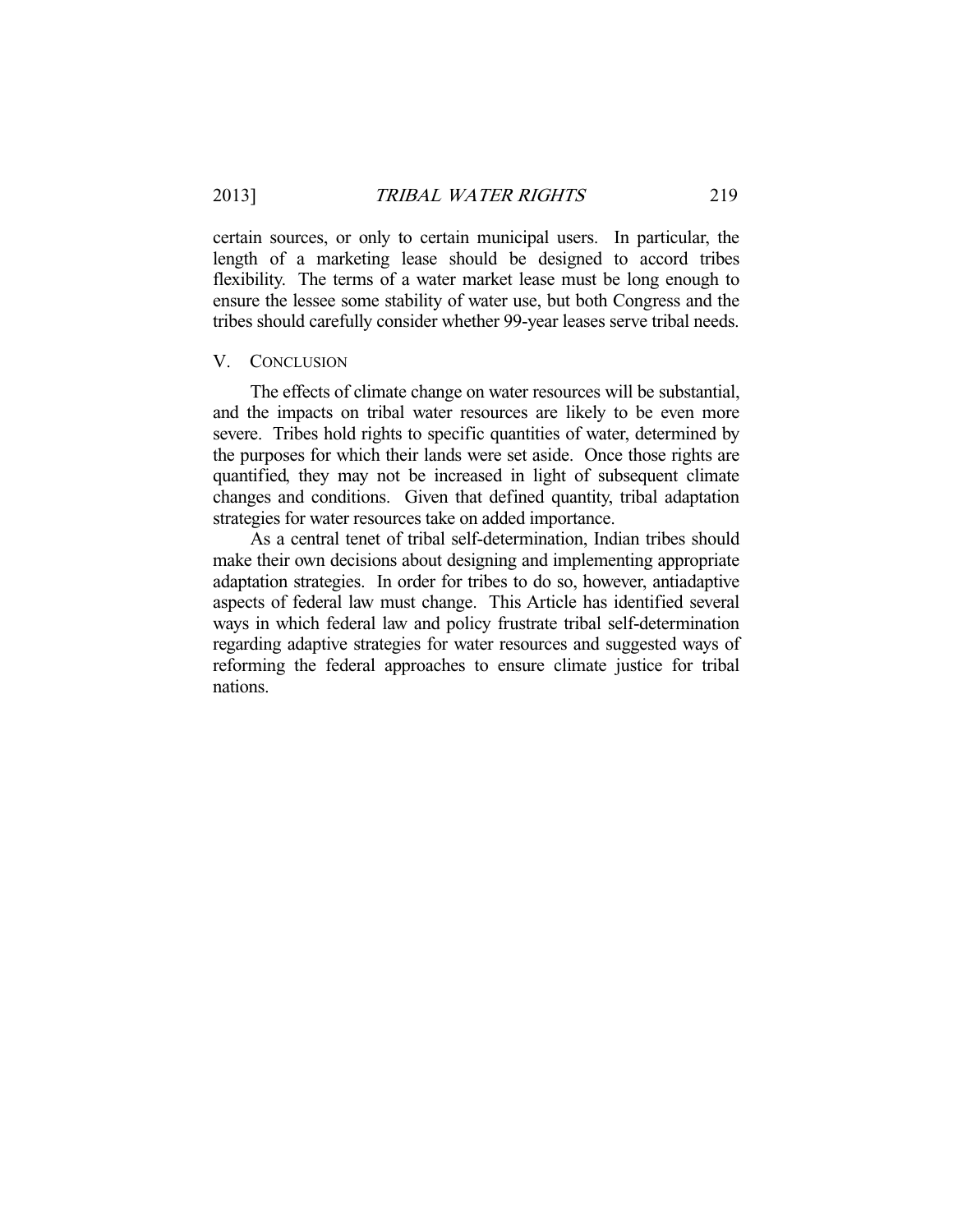certain sources, or only to certain municipal users. In particular, the length of a marketing lease should be designed to accord tribes flexibility. The terms of a water market lease must be long enough to ensure the lessee some stability of water use, but both Congress and the tribes should carefully consider whether 99-year leases serve tribal needs.

## V. Conclusion

The effects of climate change on water resources will be substantial, and the impacts on tribal water resources are likely to be even more severe. Tribes hold rights to specific quantities of water, determined by the purposes for which their lands were set aside. Once those rights are quantified, they may not be increased in light of subsequent climate changes and conditions. Given that defined quantity, tribal adaptation strategies for water resources take on added importance.

As a central tenet of tribal self-determination, Indian tribes should make their own decisions about designing and implementing appropriate adaptation strategies. In order for tribes to do so, however, antiadaptive aspects of federal law must change. This Article has identified several ways in which federal law and policy frustrate tribal self-determination regarding adaptive strategies for water resources and suggested ways of reforming the federal approaches to ensure climate justice for tribal nations.